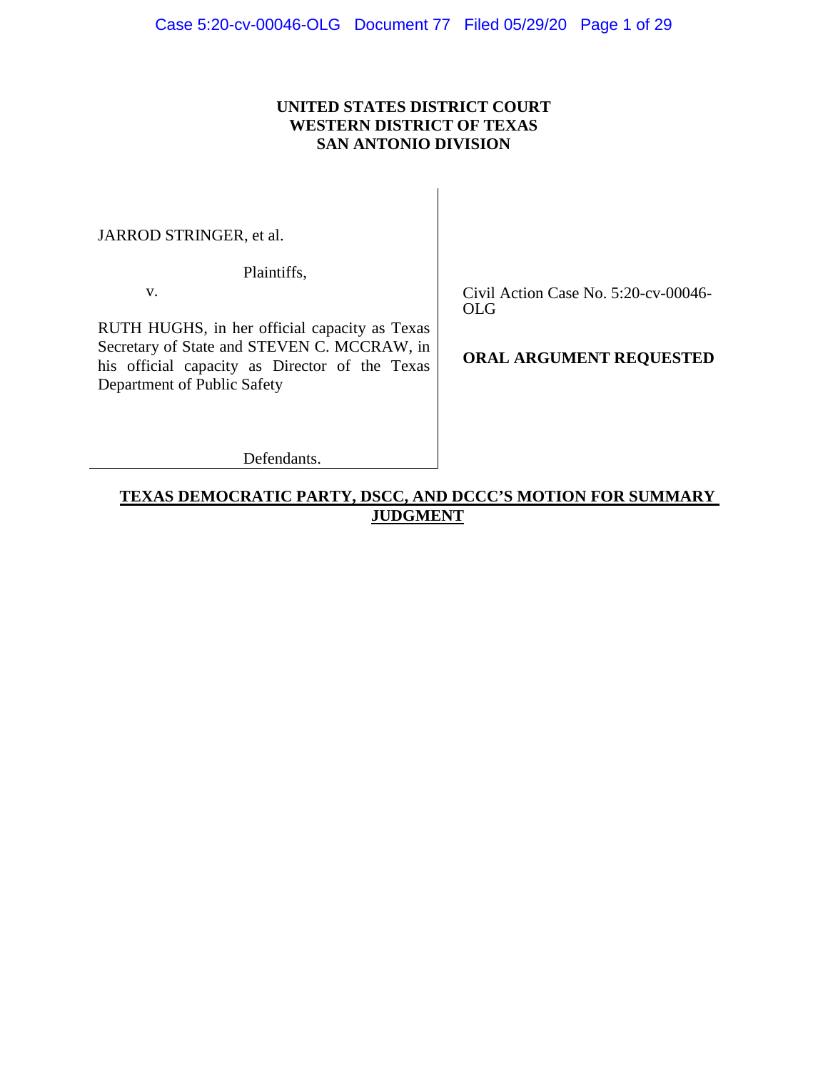**UNITED STATES DISTRICT COURT**
**WESTERN DISTRICT OF TEXAS**
**SAN ANTONIO DIVISION**

| | |
|---|---|
| JARROD STRINGER, et al.<br><br>Plaintiffs,<br><br>v.<br><br>RUTH HUGHS, in her official capacity as Texas Secretary of State and STEVEN C. MCCRAW, in his official capacity as Director of the Texas Department of Public Safety<br><br>Defendants. | Civil Action Case No. 5:20-cv-00046-OLG<br><br>**ORAL ARGUMENT REQUESTED** |

**TEXAS DEMOCRATIC PARTY, DSCC, AND DCCC'S MOTION FOR SUMMARY JUDGMENT**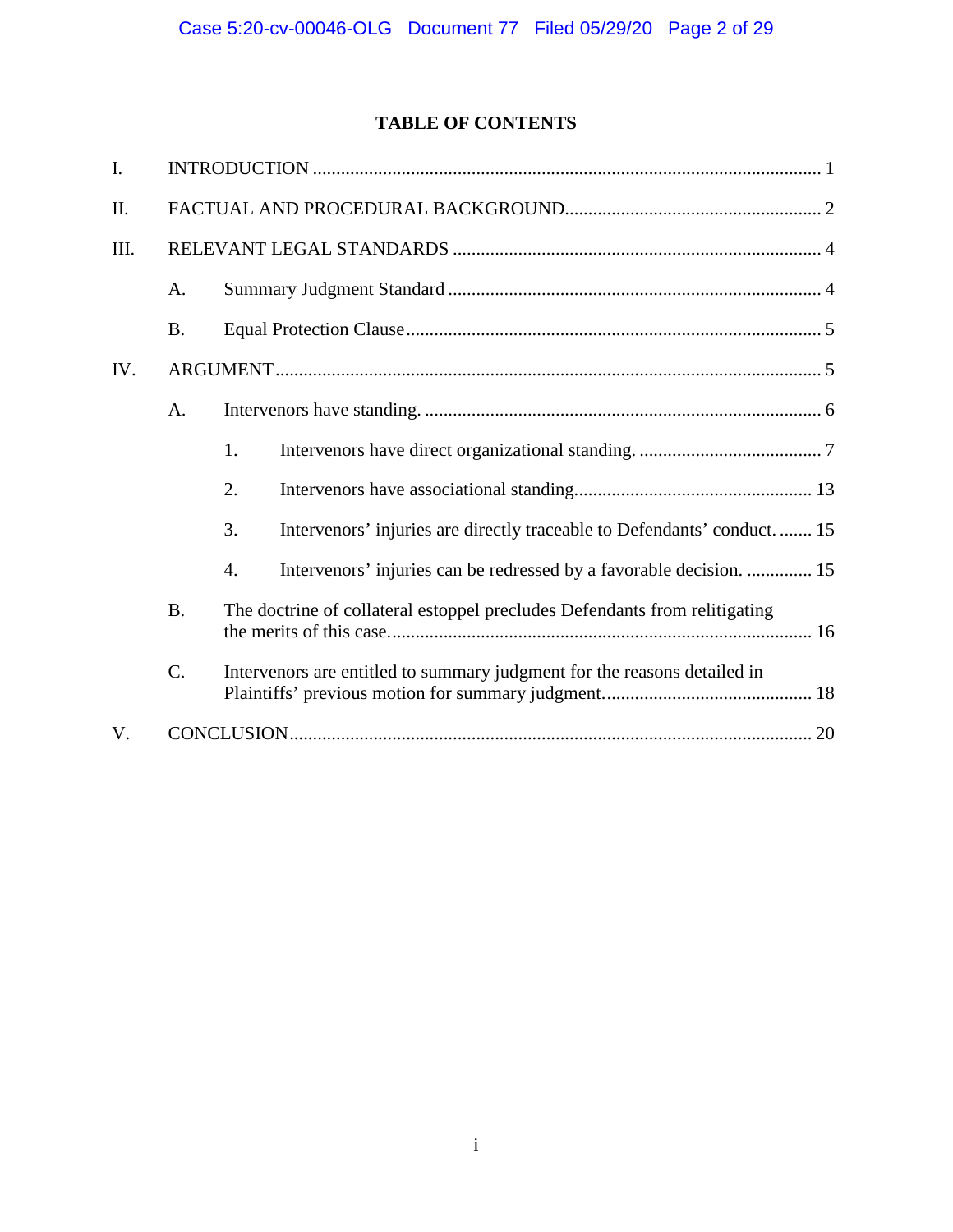# TABLE OF CONTENTS

I. INTRODUCTION ........................................................................................................... 1

II. FACTUAL AND PROCEDURAL BACKGROUND...................................................... 2

III. RELEVANT LEGAL STANDARDS ............................................................................... 4

- A. Summary Judgment Standard ................................................................................ 4
- B. Equal Protection Clause ......................................................................................... 5

IV. ARGUMENT.................................................................................................................... 5

- A. Intervenors have standing. ..................................................................................... 6
  - 1. Intervenors have direct organizational standing. ........................................ 7
  - 2. Intervenors have associational standing.................................................... 13
  - 3. Intervenors' injuries are directly traceable to Defendants' conduct. ....... 15
  - 4. Intervenors' injuries can be redressed by a favorable decision. .............. 15
- B. The doctrine of collateral estoppel precludes Defendants from relitigating the merits of this case........................................................................................... 16
- C. Intervenors are entitled to summary judgment for the reasons detailed in Plaintiffs' previous motion for summary judgment............................................ 18

V. CONCLUSION............................................................................................................... 20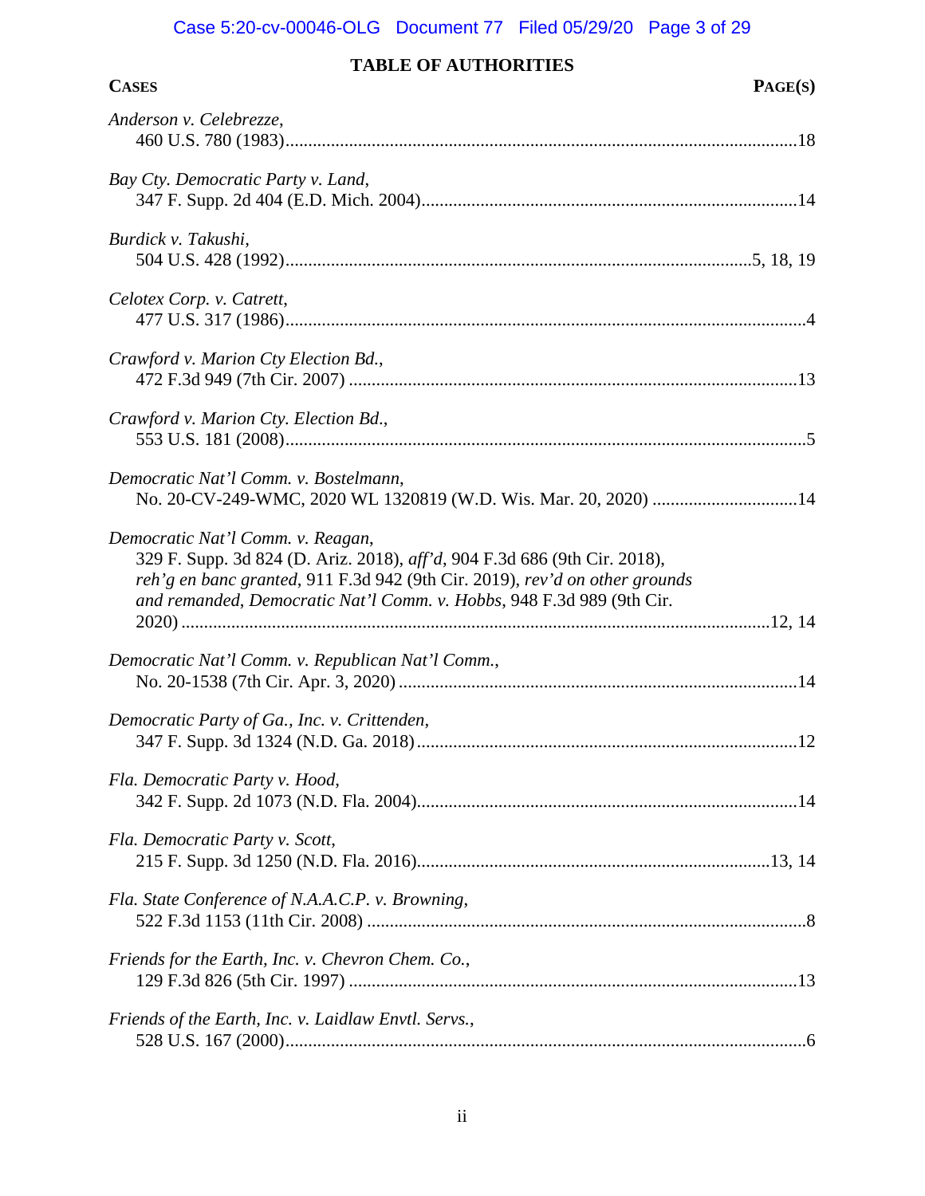# TABLE OF AUTHORITIES

| **CASES** | **PAGE(S)** |
|---|---|
| *Anderson v. Celebrezze*, 460 U.S. 780 (1983) | 18 |
| *Bay Cty. Democratic Party v. Land*, 347 F. Supp. 2d 404 (E.D. Mich. 2004) | 14 |
| *Burdick v. Takushi*, 504 U.S. 428 (1992) | 5, 18, 19 |
| *Celotex Corp. v. Catrett*, 477 U.S. 317 (1986) | 4 |
| *Crawford v. Marion Cty Election Bd.*, 472 F.3d 949 (7th Cir. 2007) | 13 |
| *Crawford v. Marion Cty. Election Bd.*, 553 U.S. 181 (2008) | 5 |
| *Democratic Nat'l Comm. v. Bostelmann*, No. 20-CV-249-WMC, 2020 WL 1320819 (W.D. Wis. Mar. 20, 2020) | 14 |
| *Democratic Nat'l Comm. v. Reagan*, 329 F. Supp. 3d 824 (D. Ariz. 2018), *aff'd*, 904 F.3d 686 (9th Cir. 2018), *reh'g en banc granted*, 911 F.3d 942 (9th Cir. 2019), *rev'd on other grounds and remanded*, *Democratic Nat'l Comm. v. Hobbs*, 948 F.3d 989 (9th Cir. 2020) | 12, 14 |
| *Democratic Nat'l Comm. v. Republican Nat'l Comm.*, No. 20-1538 (7th Cir. Apr. 3, 2020) | 14 |
| *Democratic Party of Ga., Inc. v. Crittenden*, 347 F. Supp. 3d 1324 (N.D. Ga. 2018) | 12 |
| *Fla. Democratic Party v. Hood*, 342 F. Supp. 2d 1073 (N.D. Fla. 2004) | 14 |
| *Fla. Democratic Party v. Scott*, 215 F. Supp. 3d 1250 (N.D. Fla. 2016) | 13, 14 |
| *Fla. State Conference of N.A.A.C.P. v. Browning*, 522 F.3d 1153 (11th Cir. 2008) | 8 |
| *Friends for the Earth, Inc. v. Chevron Chem. Co.*, 129 F.3d 826 (5th Cir. 1997) | 13 |
| *Friends of the Earth, Inc. v. Laidlaw Envtl. Servs.*, 528 U.S. 167 (2000) | 6 |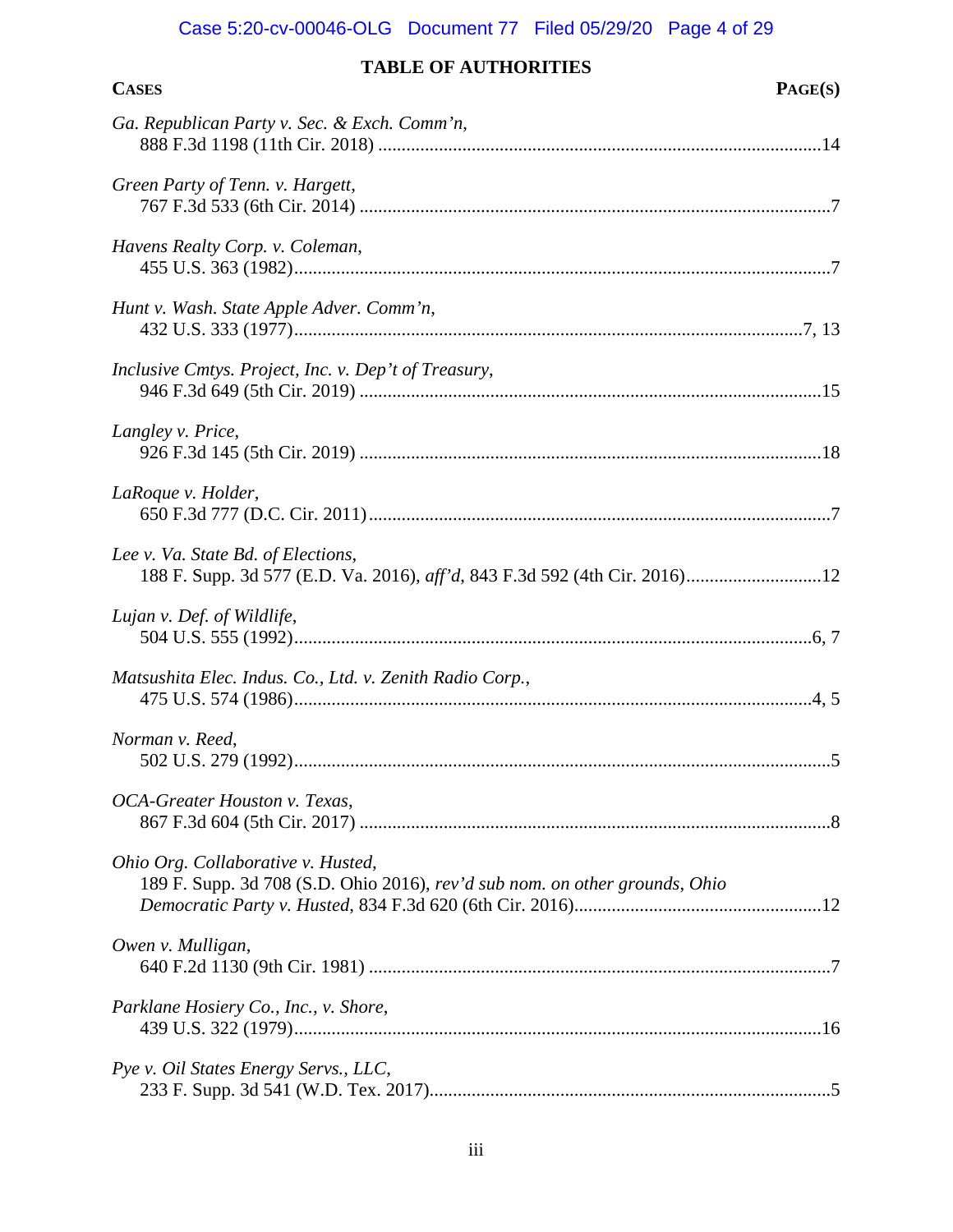## TABLE OF AUTHORITIES

**CASES** **PAGE(S)**

*Ga. Republican Party v. Sec. & Exch. Comm'n*,
888 F.3d 1198 (11th Cir. 2018) ....................14

*Green Party of Tenn. v. Hargett*,
767 F.3d 533 (6th Cir. 2014) ....................7

*Havens Realty Corp. v. Coleman*,
455 U.S. 363 (1982)....................7

*Hunt v. Wash. State Apple Adver. Comm'n*,
432 U.S. 333 (1977)....................7, 13

*Inclusive Cmtys. Project, Inc. v. Dep't of Treasury*,
946 F.3d 649 (5th Cir. 2019) ....................15

*Langley v. Price*,
926 F.3d 145 (5th Cir. 2019) ....................18

*LaRoque v. Holder*,
650 F.3d 777 (D.C. Cir. 2011)....................7

*Lee v. Va. State Bd. of Elections*,
188 F. Supp. 3d 577 (E.D. Va. 2016), *aff'd*, 843 F.3d 592 (4th Cir. 2016)....................12

*Lujan v. Def. of Wildlife*,
504 U.S. 555 (1992)....................6, 7

*Matsushita Elec. Indus. Co., Ltd. v. Zenith Radio Corp.*,
475 U.S. 574 (1986)....................4, 5

*Norman v. Reed*,
502 U.S. 279 (1992)....................5

*OCA-Greater Houston v. Texas*,
867 F.3d 604 (5th Cir. 2017) ....................8

*Ohio Org. Collaborative v. Husted*,
189 F. Supp. 3d 708 (S.D. Ohio 2016), *rev'd sub nom. on other grounds, Ohio Democratic Party v. Husted*, 834 F.3d 620 (6th Cir. 2016)....................12

*Owen v. Mulligan*,
640 F.2d 1130 (9th Cir. 1981) ....................7

*Parklane Hosiery Co., Inc., v. Shore*,
439 U.S. 322 (1979)....................16

*Pye v. Oil States Energy Servs., LLC*,
233 F. Supp. 3d 541 (W.D. Tex. 2017)....................5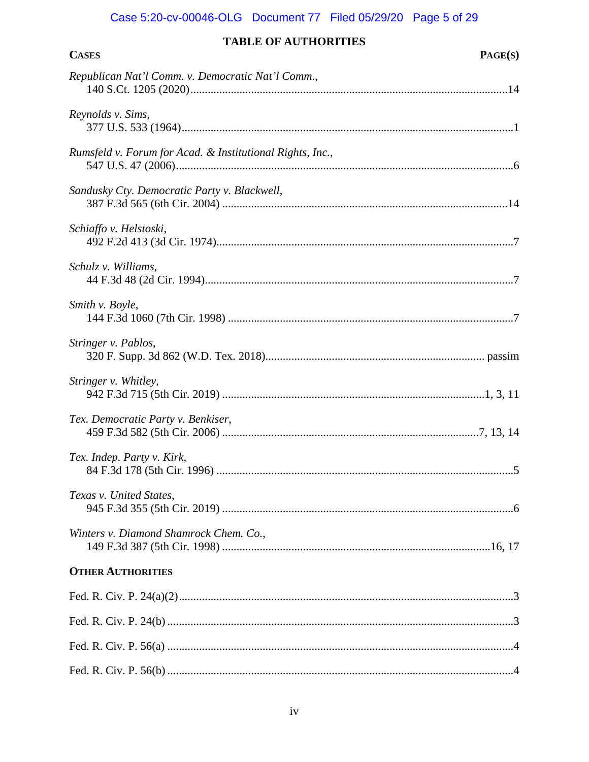## TABLE OF AUTHORITIES

**CASES** | **PAGE(S)**

*Republican Nat'l Comm. v. Democratic Nat'l Comm.*,
140 S.Ct. 1205 (2020) .......... 14

*Reynolds v. Sims*,
377 U.S. 533 (1964) .......... 1

*Rumsfeld v. Forum for Acad. & Institutional Rights, Inc.*,
547 U.S. 47 (2006) .......... 6

*Sandusky Cty. Democratic Party v. Blackwell*,
387 F.3d 565 (6th Cir. 2004) .......... 14

*Schiaffo v. Helstoski*,
492 F.2d 413 (3d Cir. 1974) .......... 7

*Schulz v. Williams*,
44 F.3d 48 (2d Cir. 1994) .......... 7

*Smith v. Boyle*,
144 F.3d 1060 (7th Cir. 1998) .......... 7

*Stringer v. Pablos*,
320 F. Supp. 3d 862 (W.D. Tex. 2018) .......... passim

*Stringer v. Whitley*,
942 F.3d 715 (5th Cir. 2019) .......... 1, 3, 11

*Tex. Democratic Party v. Benkiser*,
459 F.3d 582 (5th Cir. 2006) .......... 7, 13, 14

*Tex. Indep. Party v. Kirk*,
84 F.3d 178 (5th Cir. 1996) .......... 5

*Texas v. United States*,
945 F.3d 355 (5th Cir. 2019) .......... 6

*Winters v. Diamond Shamrock Chem. Co.*,
149 F.3d 387 (5th Cir. 1998) .......... 16, 17

**OTHER AUTHORITIES**

Fed. R. Civ. P. 24(a)(2) .......... 3

Fed. R. Civ. P. 24(b) .......... 3

Fed. R. Civ. P. 56(a) .......... 4

Fed. R. Civ. P. 56(b) .......... 4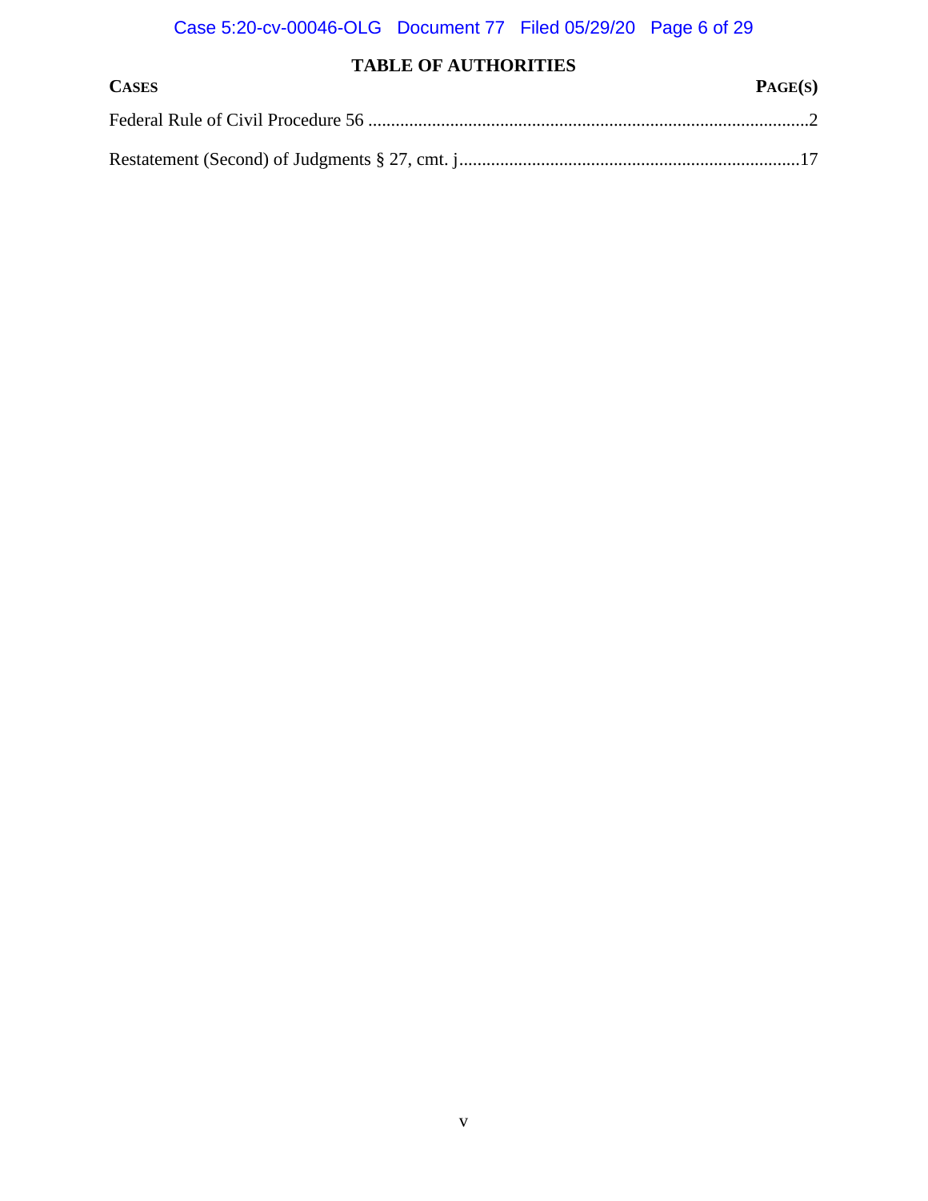## TABLE OF AUTHORITIES

| CASES | PAGE(S) |
|---|---|
| Federal Rule of Civil Procedure 56 | 2 |
| Restatement (Second) of Judgments § 27, cmt. j | 17 |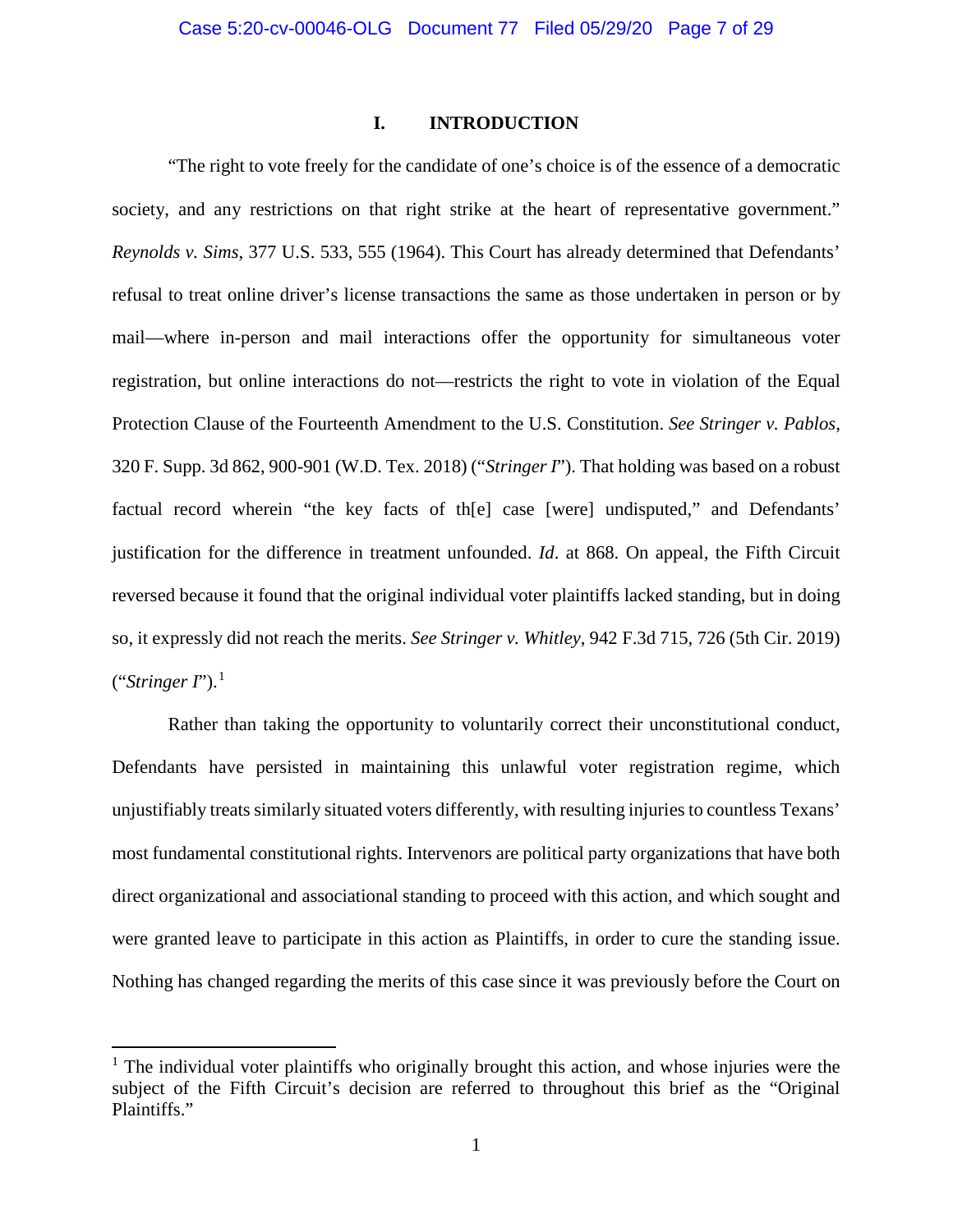# I. INTRODUCTION

"The right to vote freely for the candidate of one's choice is of the essence of a democratic society, and any restrictions on that right strike at the heart of representative government." *Reynolds v. Sims*, 377 U.S. 533, 555 (1964). This Court has already determined that Defendants' refusal to treat online driver's license transactions the same as those undertaken in person or by mail—where in-person and mail interactions offer the opportunity for simultaneous voter registration, but online interactions do not—restricts the right to vote in violation of the Equal Protection Clause of the Fourteenth Amendment to the U.S. Constitution. *See Stringer v. Pablos*, 320 F. Supp. 3d 862, 900-901 (W.D. Tex. 2018) ("*Stringer I*"). That holding was based on a robust factual record wherein "the key facts of th[e] case [were] undisputed," and Defendants' justification for the difference in treatment unfounded. *Id*. at 868. On appeal, the Fifth Circuit reversed because it found that the original individual voter plaintiffs lacked standing, but in doing so, it expressly did not reach the merits. *See Stringer v. Whitley*, 942 F.3d 715, 726 (5th Cir. 2019) ("*Stringer I*").[1]

Rather than taking the opportunity to voluntarily correct their unconstitutional conduct, Defendants have persisted in maintaining this unlawful voter registration regime, which unjustifiably treats similarly situated voters differently, with resulting injuries to countless Texans' most fundamental constitutional rights. Intervenors are political party organizations that have both direct organizational and associational standing to proceed with this action, and which sought and were granted leave to participate in this action as Plaintiffs, in order to cure the standing issue. Nothing has changed regarding the merits of this case since it was previously before the Court on

---

[1] The individual voter plaintiffs who originally brought this action, and whose injuries were the subject of the Fifth Circuit's decision are referred to throughout this brief as the "Original Plaintiffs."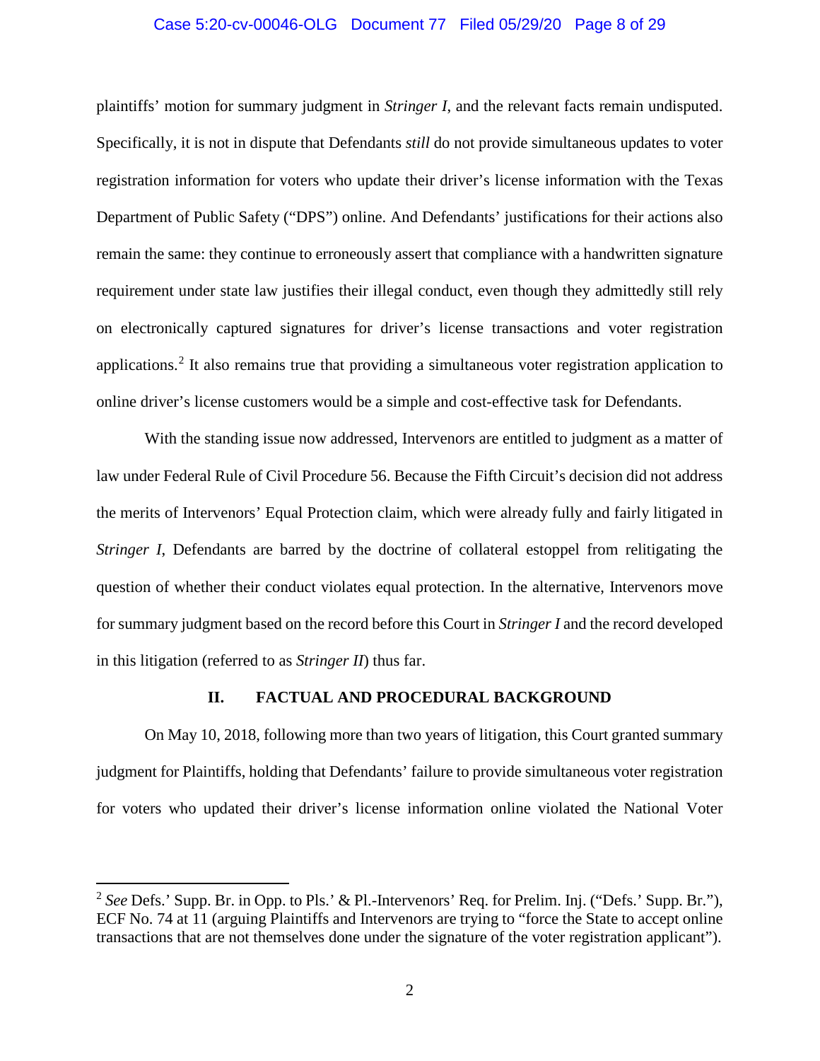plaintiffs' motion for summary judgment in *Stringer I*, and the relevant facts remain undisputed. Specifically, it is not in dispute that Defendants *still* do not provide simultaneous updates to voter registration information for voters who update their driver's license information with the Texas Department of Public Safety ("DPS") online. And Defendants' justifications for their actions also remain the same: they continue to erroneously assert that compliance with a handwritten signature requirement under state law justifies their illegal conduct, even though they admittedly still rely on electronically captured signatures for driver's license transactions and voter registration applications.[2] It also remains true that providing a simultaneous voter registration application to online driver's license customers would be a simple and cost-effective task for Defendants.

With the standing issue now addressed, Intervenors are entitled to judgment as a matter of law under Federal Rule of Civil Procedure 56. Because the Fifth Circuit's decision did not address the merits of Intervenors' Equal Protection claim, which were already fully and fairly litigated in *Stringer I*, Defendants are barred by the doctrine of collateral estoppel from relitigating the question of whether their conduct violates equal protection. In the alternative, Intervenors move for summary judgment based on the record before this Court in *Stringer I* and the record developed in this litigation (referred to as *Stringer II*) thus far.

## II. FACTUAL AND PROCEDURAL BACKGROUND

On May 10, 2018, following more than two years of litigation, this Court granted summary judgment for Plaintiffs, holding that Defendants' failure to provide simultaneous voter registration for voters who updated their driver's license information online violated the National Voter

---

[2] *See* Defs.' Supp. Br. in Opp. to Pls.' & Pl.-Intervenors' Req. for Prelim. Inj. ("Defs.' Supp. Br."), ECF No. 74 at 11 (arguing Plaintiffs and Intervenors are trying to "force the State to accept online transactions that are not themselves done under the signature of the voter registration applicant").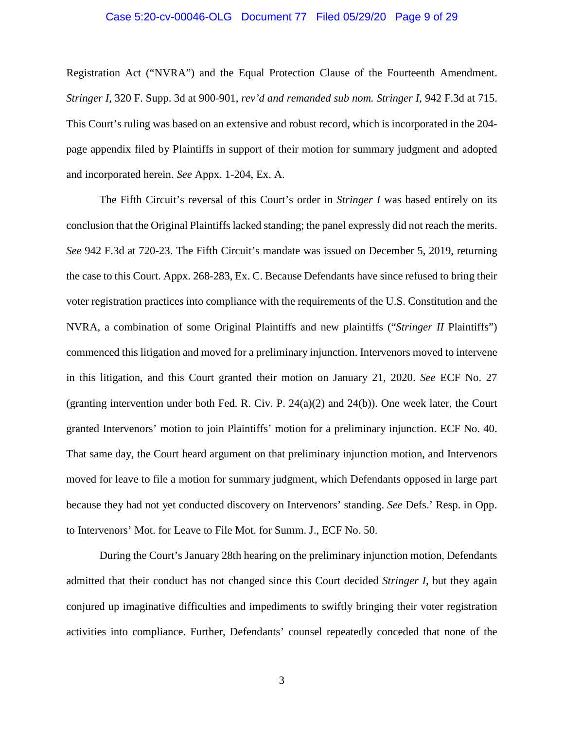Registration Act ("NVRA") and the Equal Protection Clause of the Fourteenth Amendment. *Stringer I*, 320 F. Supp. 3d at 900-901, *rev'd and remanded sub nom. Stringer I*, 942 F.3d at 715. This Court's ruling was based on an extensive and robust record, which is incorporated in the 204-page appendix filed by Plaintiffs in support of their motion for summary judgment and adopted and incorporated herein. *See* Appx. 1-204, Ex. A.

The Fifth Circuit's reversal of this Court's order in *Stringer I* was based entirely on its conclusion that the Original Plaintiffs lacked standing; the panel expressly did not reach the merits. *See* 942 F.3d at 720-23. The Fifth Circuit's mandate was issued on December 5, 2019, returning the case to this Court. Appx. 268-283, Ex. C. Because Defendants have since refused to bring their voter registration practices into compliance with the requirements of the U.S. Constitution and the NVRA, a combination of some Original Plaintiffs and new plaintiffs ("*Stringer II* Plaintiffs") commenced this litigation and moved for a preliminary injunction. Intervenors moved to intervene in this litigation, and this Court granted their motion on January 21, 2020. *See* ECF No. 27 (granting intervention under both Fed. R. Civ. P. 24(a)(2) and 24(b)). One week later, the Court granted Intervenors' motion to join Plaintiffs' motion for a preliminary injunction. ECF No. 40. That same day, the Court heard argument on that preliminary injunction motion, and Intervenors moved for leave to file a motion for summary judgment, which Defendants opposed in large part because they had not yet conducted discovery on Intervenors' standing. *See* Defs.' Resp. in Opp. to Intervenors' Mot. for Leave to File Mot. for Summ. J., ECF No. 50.

During the Court's January 28th hearing on the preliminary injunction motion, Defendants admitted that their conduct has not changed since this Court decided *Stringer I*, but they again conjured up imaginative difficulties and impediments to swiftly bringing their voter registration activities into compliance. Further, Defendants' counsel repeatedly conceded that none of the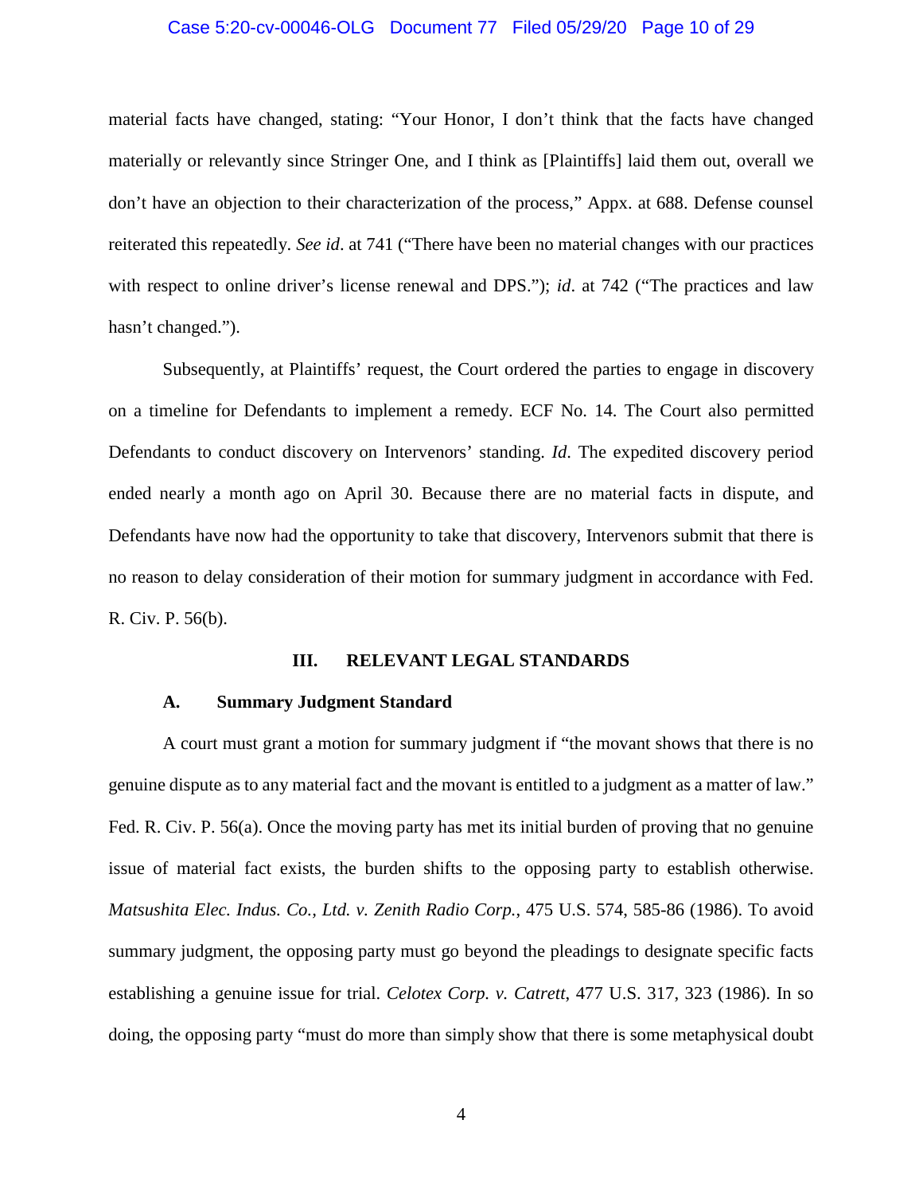material facts have changed, stating: "Your Honor, I don't think that the facts have changed materially or relevantly since Stringer One, and I think as [Plaintiffs] laid them out, overall we don't have an objection to their characterization of the process," Appx. at 688. Defense counsel reiterated this repeatedly. *See id*. at 741 ("There have been no material changes with our practices with respect to online driver's license renewal and DPS."); *id*. at 742 ("The practices and law hasn't changed.").

Subsequently, at Plaintiffs' request, the Court ordered the parties to engage in discovery on a timeline for Defendants to implement a remedy. ECF No. 14. The Court also permitted Defendants to conduct discovery on Intervenors' standing. *Id.* The expedited discovery period ended nearly a month ago on April 30. Because there are no material facts in dispute, and Defendants have now had the opportunity to take that discovery, Intervenors submit that there is no reason to delay consideration of their motion for summary judgment in accordance with Fed. R. Civ. P. 56(b).

## III. RELEVANT LEGAL STANDARDS

### A. Summary Judgment Standard

A court must grant a motion for summary judgment if "the movant shows that there is no genuine dispute as to any material fact and the movant is entitled to a judgment as a matter of law." Fed. R. Civ. P. 56(a). Once the moving party has met its initial burden of proving that no genuine issue of material fact exists, the burden shifts to the opposing party to establish otherwise. *Matsushita Elec. Indus. Co., Ltd. v. Zenith Radio Corp.*, 475 U.S. 574, 585-86 (1986). To avoid summary judgment, the opposing party must go beyond the pleadings to designate specific facts establishing a genuine issue for trial. *Celotex Corp. v. Catrett*, 477 U.S. 317, 323 (1986). In so doing, the opposing party "must do more than simply show that there is some metaphysical doubt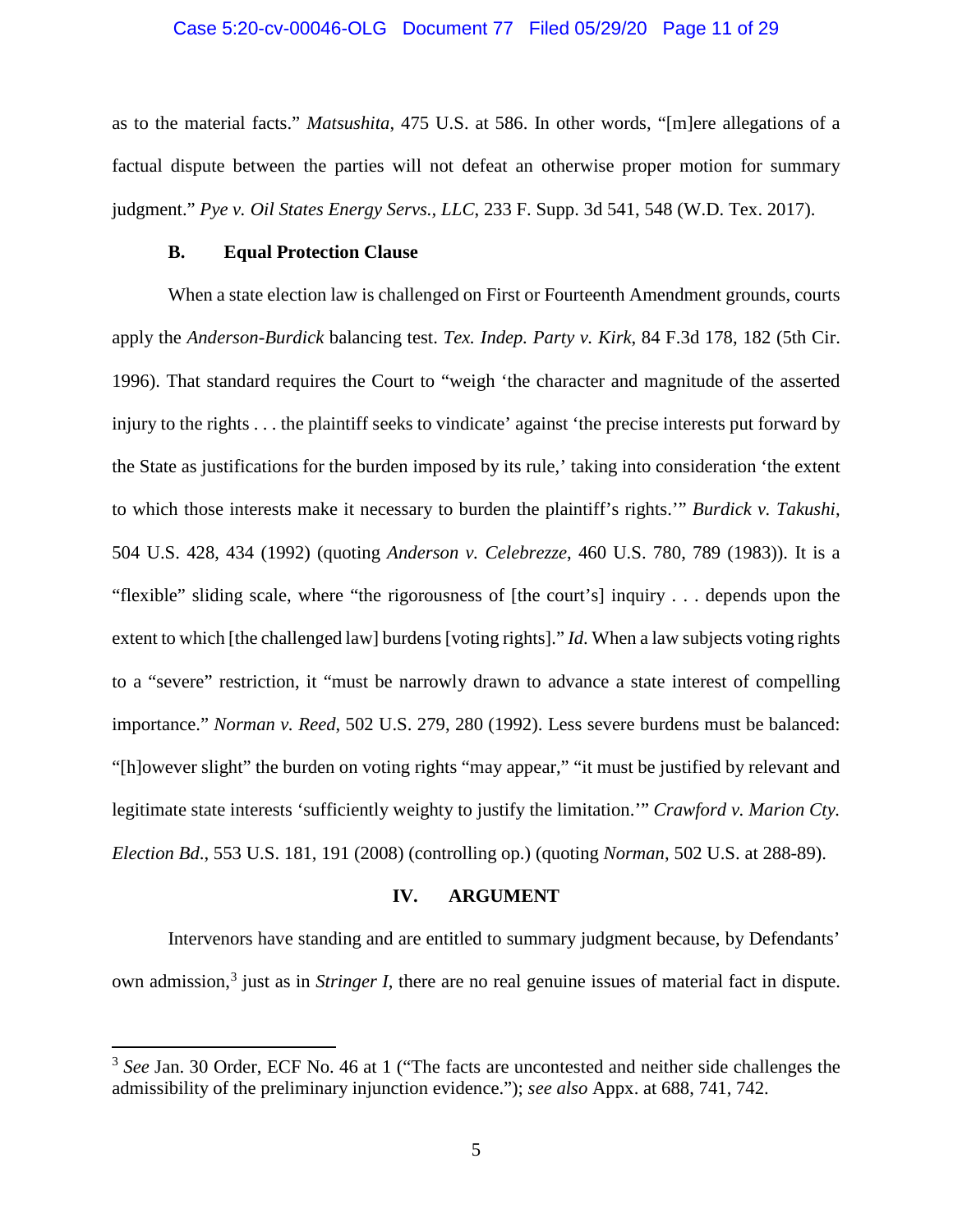as to the material facts." *Matsushita*, 475 U.S. at 586. In other words, "[m]ere allegations of a factual dispute between the parties will not defeat an otherwise proper motion for summary judgment." *Pye v. Oil States Energy Servs., LLC*, 233 F. Supp. 3d 541, 548 (W.D. Tex. 2017).

### B. Equal Protection Clause

When a state election law is challenged on First or Fourteenth Amendment grounds, courts apply the *Anderson-Burdick* balancing test. *Tex. Indep. Party v. Kirk*, 84 F.3d 178, 182 (5th Cir. 1996). That standard requires the Court to "weigh 'the character and magnitude of the asserted injury to the rights . . . the plaintiff seeks to vindicate' against 'the precise interests put forward by the State as justifications for the burden imposed by its rule,' taking into consideration 'the extent to which those interests make it necessary to burden the plaintiff's rights.'" *Burdick v. Takushi*, 504 U.S. 428, 434 (1992) (quoting *Anderson v. Celebrezze*, 460 U.S. 780, 789 (1983)). It is a "flexible" sliding scale, where "the rigorousness of [the court's] inquiry . . . depends upon the extent to which [the challenged law] burdens [voting rights]." *Id*. When a law subjects voting rights to a "severe" restriction, it "must be narrowly drawn to advance a state interest of compelling importance." *Norman v. Reed*, 502 U.S. 279, 280 (1992). Less severe burdens must be balanced: "[h]owever slight" the burden on voting rights "may appear," "it must be justified by relevant and legitimate state interests 'sufficiently weighty to justify the limitation.'" *Crawford v. Marion Cty. Election Bd.*, 553 U.S. 181, 191 (2008) (controlling op.) (quoting *Norman*, 502 U.S. at 288-89).

## IV. ARGUMENT

Intervenors have standing and are entitled to summary judgment because, by Defendants' own admission,[3] just as in *Stringer I*, there are no real genuine issues of material fact in dispute.

---

[3] *See* Jan. 30 Order, ECF No. 46 at 1 ("The facts are uncontested and neither side challenges the admissibility of the preliminary injunction evidence."); *see also* Appx. at 688, 741, 742.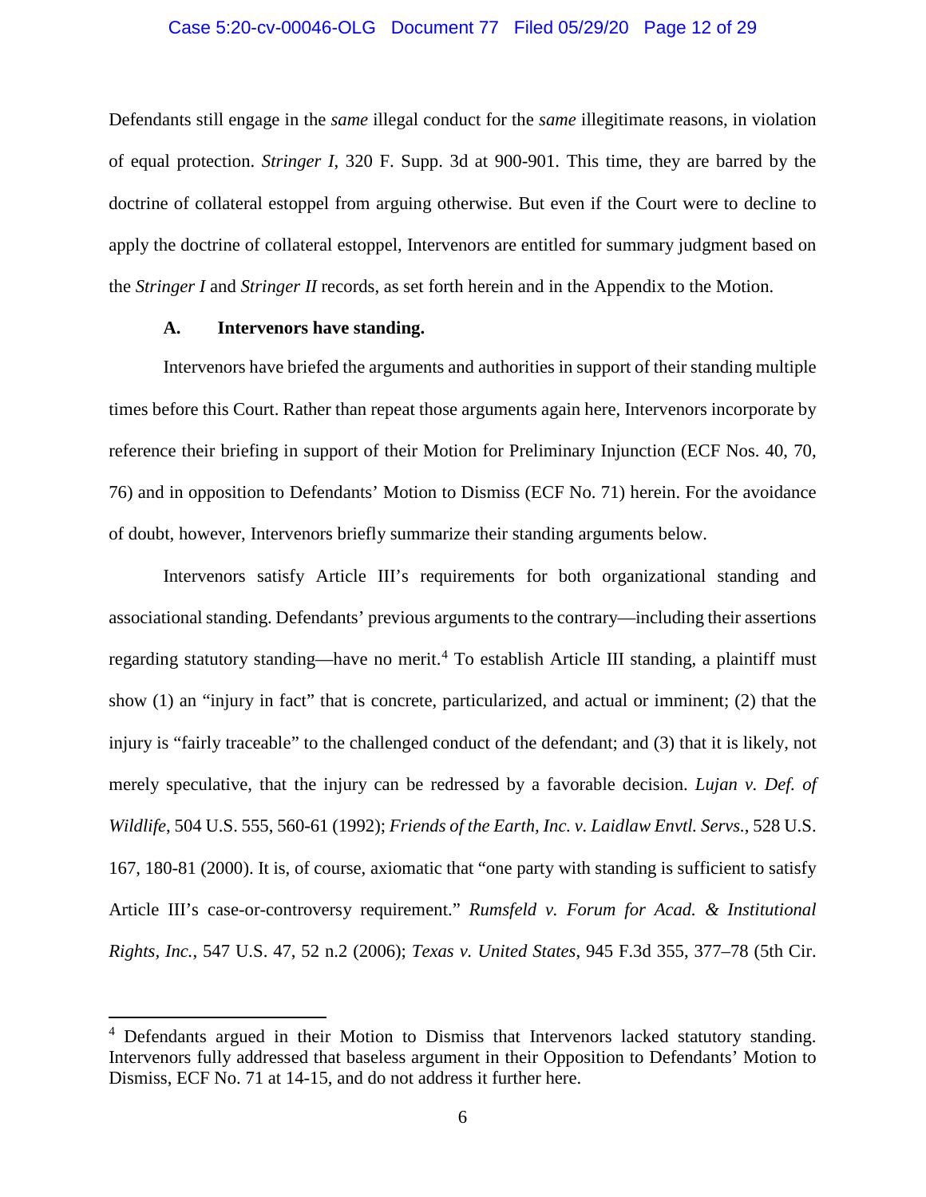Defendants still engage in the *same* illegal conduct for the *same* illegitimate reasons, in violation of equal protection. *Stringer I*, 320 F. Supp. 3d at 900-901. This time, they are barred by the doctrine of collateral estoppel from arguing otherwise. But even if the Court were to decline to apply the doctrine of collateral estoppel, Intervenors are entitled for summary judgment based on the *Stringer I* and *Stringer II* records, as set forth herein and in the Appendix to the Motion.

### A. Intervenors have standing.

Intervenors have briefed the arguments and authorities in support of their standing multiple times before this Court. Rather than repeat those arguments again here, Intervenors incorporate by reference their briefing in support of their Motion for Preliminary Injunction (ECF Nos. 40, 70, 76) and in opposition to Defendants' Motion to Dismiss (ECF No. 71) herein. For the avoidance of doubt, however, Intervenors briefly summarize their standing arguments below.

Intervenors satisfy Article III's requirements for both organizational standing and associational standing. Defendants' previous arguments to the contrary—including their assertions regarding statutory standing—have no merit.[4] To establish Article III standing, a plaintiff must show (1) an "injury in fact" that is concrete, particularized, and actual or imminent; (2) that the injury is "fairly traceable" to the challenged conduct of the defendant; and (3) that it is likely, not merely speculative, that the injury can be redressed by a favorable decision. *Lujan v. Def. of Wildlife*, 504 U.S. 555, 560-61 (1992); *Friends of the Earth, Inc. v. Laidlaw Envtl. Servs.*, 528 U.S. 167, 180-81 (2000). It is, of course, axiomatic that "one party with standing is sufficient to satisfy Article III's case-or-controversy requirement." *Rumsfeld v. Forum for Acad. & Institutional Rights, Inc.*, 547 U.S. 47, 52 n.2 (2006); *Texas v. United States*, 945 F.3d 355, 377–78 (5th Cir.

---

[4] Defendants argued in their Motion to Dismiss that Intervenors lacked statutory standing. Intervenors fully addressed that baseless argument in their Opposition to Defendants' Motion to Dismiss, ECF No. 71 at 14-15, and do not address it further here.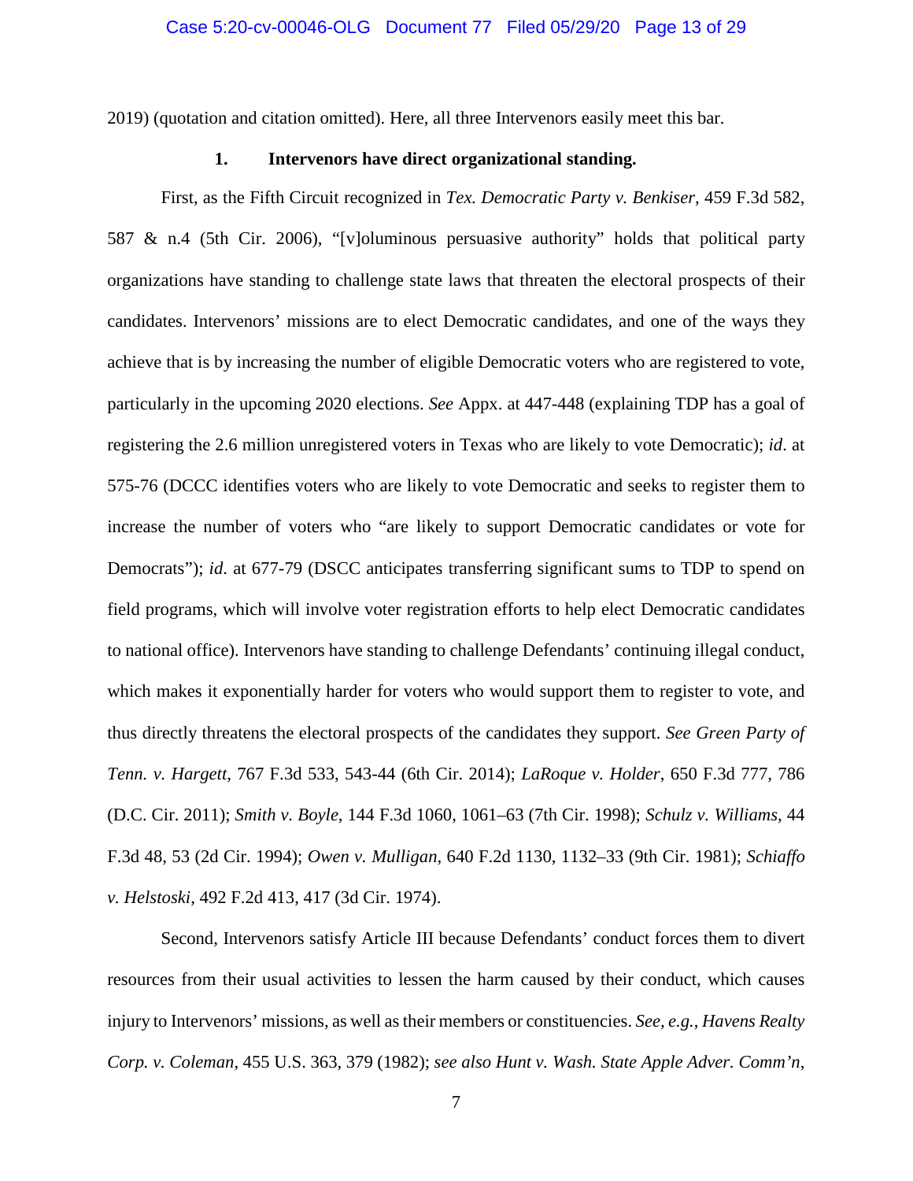2019) (quotation and citation omitted). Here, all three Intervenors easily meet this bar.

### 1. Intervenors have direct organizational standing.

First, as the Fifth Circuit recognized in *Tex. Democratic Party v. Benkiser*, 459 F.3d 582, 587 & n.4 (5th Cir. 2006), "[v]oluminous persuasive authority" holds that political party organizations have standing to challenge state laws that threaten the electoral prospects of their candidates. Intervenors' missions are to elect Democratic candidates, and one of the ways they achieve that is by increasing the number of eligible Democratic voters who are registered to vote, particularly in the upcoming 2020 elections. *See* Appx. at 447-448 (explaining TDP has a goal of registering the 2.6 million unregistered voters in Texas who are likely to vote Democratic); *id*. at 575-76 (DCCC identifies voters who are likely to vote Democratic and seeks to register them to increase the number of voters who "are likely to support Democratic candidates or vote for Democrats"); *id*. at 677-79 (DSCC anticipates transferring significant sums to TDP to spend on field programs, which will involve voter registration efforts to help elect Democratic candidates to national office). Intervenors have standing to challenge Defendants' continuing illegal conduct, which makes it exponentially harder for voters who would support them to register to vote, and thus directly threatens the electoral prospects of the candidates they support. *See Green Party of Tenn. v. Hargett*, 767 F.3d 533, 543-44 (6th Cir. 2014); *LaRoque v. Holder*, 650 F.3d 777, 786 (D.C. Cir. 2011); *Smith v. Boyle*, 144 F.3d 1060, 1061–63 (7th Cir. 1998); *Schulz v. Williams*, 44 F.3d 48, 53 (2d Cir. 1994); *Owen v. Mulligan*, 640 F.2d 1130, 1132–33 (9th Cir. 1981); *Schiaffo v. Helstoski*, 492 F.2d 413, 417 (3d Cir. 1974).

Second, Intervenors satisfy Article III because Defendants' conduct forces them to divert resources from their usual activities to lessen the harm caused by their conduct, which causes injury to Intervenors' missions, as well as their members or constituencies. *See, e.g.*, *Havens Realty Corp. v. Coleman*, 455 U.S. 363, 379 (1982); *see also Hunt v. Wash. State Apple Adver. Comm'n*,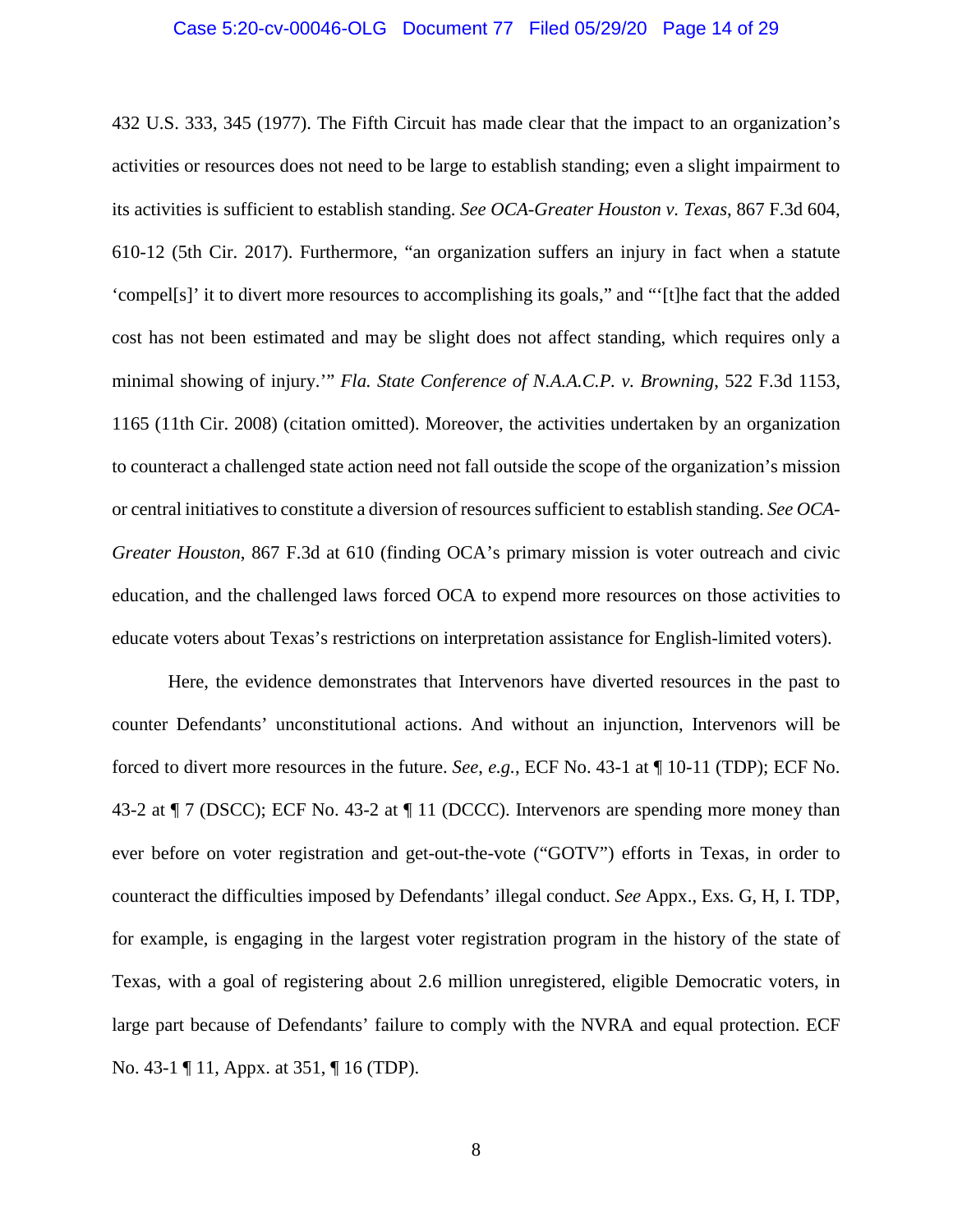432 U.S. 333, 345 (1977). The Fifth Circuit has made clear that the impact to an organization's activities or resources does not need to be large to establish standing; even a slight impairment to its activities is sufficient to establish standing. *See OCA-Greater Houston v. Texas*, 867 F.3d 604, 610-12 (5th Cir. 2017). Furthermore, "an organization suffers an injury in fact when a statute 'compel[s]' it to divert more resources to accomplishing its goals," and "'[t]he fact that the added cost has not been estimated and may be slight does not affect standing, which requires only a minimal showing of injury.'" *Fla. State Conference of N.A.A.C.P. v. Browning*, 522 F.3d 1153, 1165 (11th Cir. 2008) (citation omitted). Moreover, the activities undertaken by an organization to counteract a challenged state action need not fall outside the scope of the organization's mission or central initiatives to constitute a diversion of resources sufficient to establish standing. *See OCA-Greater Houston*, 867 F.3d at 610 (finding OCA's primary mission is voter outreach and civic education, and the challenged laws forced OCA to expend more resources on those activities to educate voters about Texas's restrictions on interpretation assistance for English-limited voters).

Here, the evidence demonstrates that Intervenors have diverted resources in the past to counter Defendants' unconstitutional actions. And without an injunction, Intervenors will be forced to divert more resources in the future. *See, e.g.*, ECF No. 43-1 at ¶ 10-11 (TDP); ECF No. 43-2 at ¶ 7 (DSCC); ECF No. 43-2 at ¶ 11 (DCCC). Intervenors are spending more money than ever before on voter registration and get-out-the-vote ("GOTV") efforts in Texas, in order to counteract the difficulties imposed by Defendants' illegal conduct. *See* Appx., Exs. G, H, I. TDP, for example, is engaging in the largest voter registration program in the history of the state of Texas, with a goal of registering about 2.6 million unregistered, eligible Democratic voters, in large part because of Defendants' failure to comply with the NVRA and equal protection. ECF No. 43-1 ¶ 11, Appx. at 351, ¶ 16 (TDP).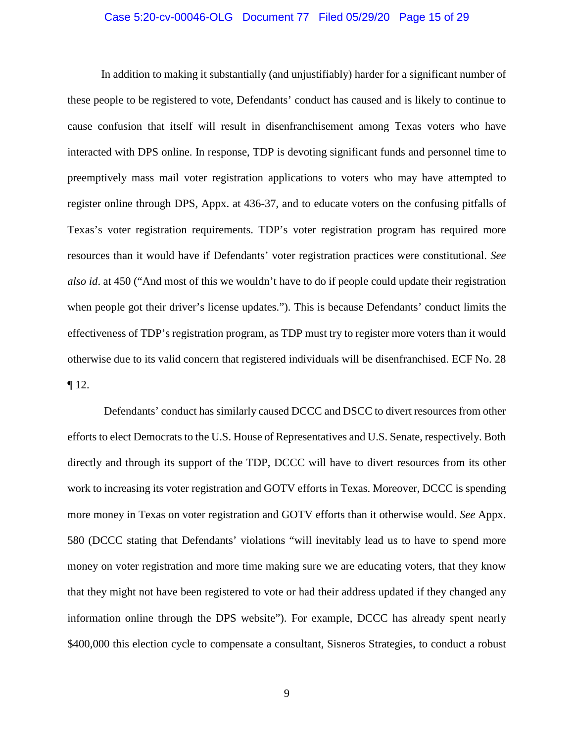In addition to making it substantially (and unjustifiably) harder for a significant number of these people to be registered to vote, Defendants' conduct has caused and is likely to continue to cause confusion that itself will result in disenfranchisement among Texas voters who have interacted with DPS online. In response, TDP is devoting significant funds and personnel time to preemptively mass mail voter registration applications to voters who may have attempted to register online through DPS, Appx. at 436-37, and to educate voters on the confusing pitfalls of Texas's voter registration requirements. TDP's voter registration program has required more resources than it would have if Defendants' voter registration practices were constitutional. *See also id*. at 450 ("And most of this we wouldn't have to do if people could update their registration when people got their driver's license updates."). This is because Defendants' conduct limits the effectiveness of TDP's registration program, as TDP must try to register more voters than it would otherwise due to its valid concern that registered individuals will be disenfranchised. ECF No. 28 ¶ 12.

Defendants' conduct has similarly caused DCCC and DSCC to divert resources from other efforts to elect Democrats to the U.S. House of Representatives and U.S. Senate, respectively. Both directly and through its support of the TDP, DCCC will have to divert resources from its other work to increasing its voter registration and GOTV efforts in Texas. Moreover, DCCC is spending more money in Texas on voter registration and GOTV efforts than it otherwise would. *See* Appx. 580 (DCCC stating that Defendants' violations "will inevitably lead us to have to spend more money on voter registration and more time making sure we are educating voters, that they know that they might not have been registered to vote or had their address updated if they changed any information online through the DPS website"). For example, DCCC has already spent nearly $400,000 this election cycle to compensate a consultant, Sisneros Strategies, to conduct a robust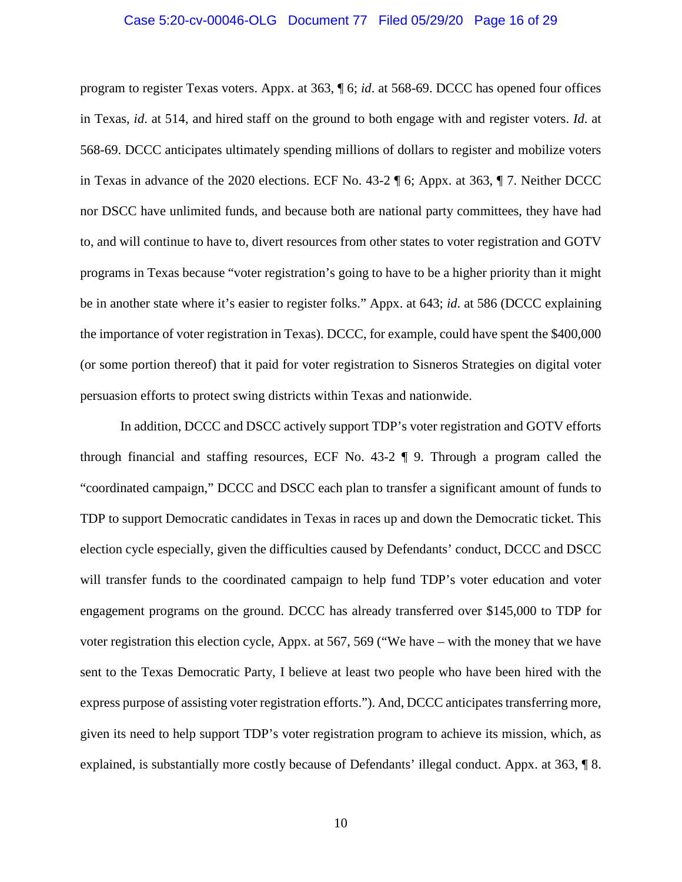program to register Texas voters. Appx. at 363, ¶ 6; *id*. at 568-69. DCCC has opened four offices in Texas, *id*. at 514, and hired staff on the ground to both engage with and register voters. *Id*. at 568-69. DCCC anticipates ultimately spending millions of dollars to register and mobilize voters in Texas in advance of the 2020 elections. ECF No. 43-2 ¶ 6; Appx. at 363, ¶ 7. Neither DCCC nor DSCC have unlimited funds, and because both are national party committees, they have had to, and will continue to have to, divert resources from other states to voter registration and GOTV programs in Texas because "voter registration's going to have to be a higher priority than it might be in another state where it's easier to register folks." Appx. at 643; *id*. at 586 (DCCC explaining the importance of voter registration in Texas). DCCC, for example, could have spent the $400,000 (or some portion thereof) that it paid for voter registration to Sisneros Strategies on digital voter persuasion efforts to protect swing districts within Texas and nationwide.

In addition, DCCC and DSCC actively support TDP's voter registration and GOTV efforts through financial and staffing resources, ECF No. 43-2 ¶ 9. Through a program called the "coordinated campaign," DCCC and DSCC each plan to transfer a significant amount of funds to TDP to support Democratic candidates in Texas in races up and down the Democratic ticket. This election cycle especially, given the difficulties caused by Defendants' conduct, DCCC and DSCC will transfer funds to the coordinated campaign to help fund TDP's voter education and voter engagement programs on the ground. DCCC has already transferred over $145,000 to TDP for voter registration this election cycle, Appx. at 567, 569 ("We have – with the money that we have sent to the Texas Democratic Party, I believe at least two people who have been hired with the express purpose of assisting voter registration efforts."). And, DCCC anticipates transferring more, given its need to help support TDP's voter registration program to achieve its mission, which, as explained, is substantially more costly because of Defendants' illegal conduct. Appx. at 363, ¶ 8.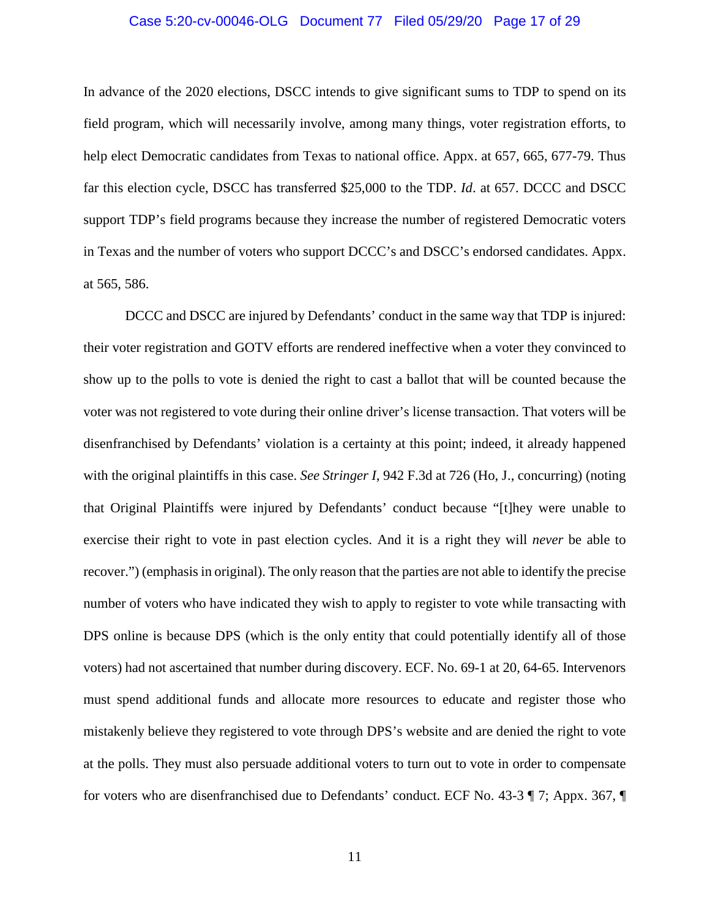In advance of the 2020 elections, DSCC intends to give significant sums to TDP to spend on its field program, which will necessarily involve, among many things, voter registration efforts, to help elect Democratic candidates from Texas to national office. Appx. at 657, 665, 677-79. Thus far this election cycle, DSCC has transferred $25,000 to the TDP. *Id*. at 657. DCCC and DSCC support TDP's field programs because they increase the number of registered Democratic voters in Texas and the number of voters who support DCCC's and DSCC's endorsed candidates. Appx. at 565, 586.

DCCC and DSCC are injured by Defendants' conduct in the same way that TDP is injured: their voter registration and GOTV efforts are rendered ineffective when a voter they convinced to show up to the polls to vote is denied the right to cast a ballot that will be counted because the voter was not registered to vote during their online driver's license transaction. That voters will be disenfranchised by Defendants' violation is a certainty at this point; indeed, it already happened with the original plaintiffs in this case. *See Stringer I*, 942 F.3d at 726 (Ho, J., concurring) (noting that Original Plaintiffs were injured by Defendants' conduct because "[t]hey were unable to exercise their right to vote in past election cycles. And it is a right they will *never* be able to recover.") (emphasis in original). The only reason that the parties are not able to identify the precise number of voters who have indicated they wish to apply to register to vote while transacting with DPS online is because DPS (which is the only entity that could potentially identify all of those voters) had not ascertained that number during discovery. ECF. No. 69-1 at 20, 64-65. Intervenors must spend additional funds and allocate more resources to educate and register those who mistakenly believe they registered to vote through DPS's website and are denied the right to vote at the polls. They must also persuade additional voters to turn out to vote in order to compensate for voters who are disenfranchised due to Defendants' conduct. ECF No. 43-3 ¶ 7; Appx. 367, ¶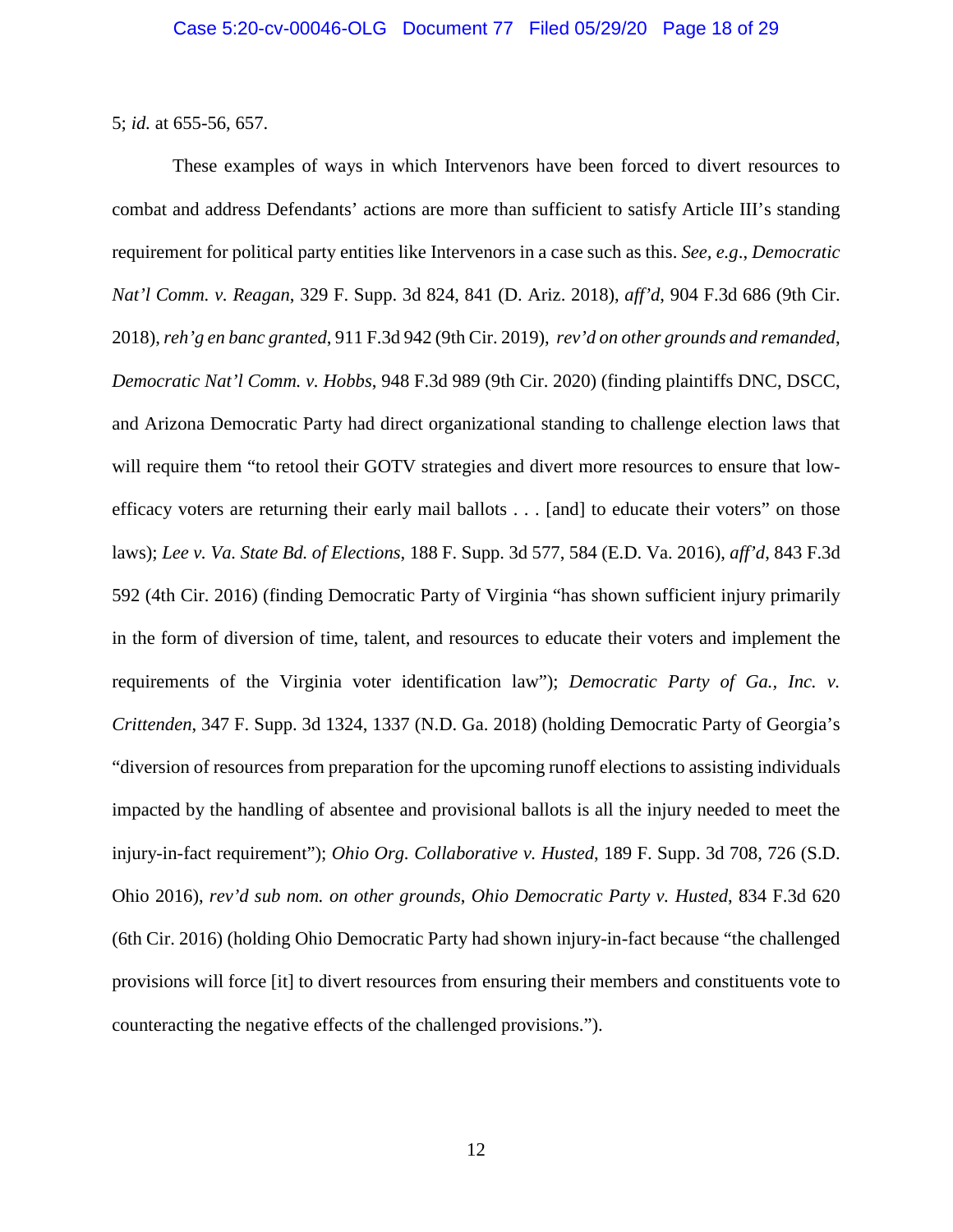5; *id.* at 655-56, 657.

These examples of ways in which Intervenors have been forced to divert resources to combat and address Defendants' actions are more than sufficient to satisfy Article III's standing requirement for political party entities like Intervenors in a case such as this. *See, e.g.*, *Democratic Nat'l Comm. v. Reagan*, 329 F. Supp. 3d 824, 841 (D. Ariz. 2018), *aff'd*, 904 F.3d 686 (9th Cir. 2018), *reh'g en banc granted*, 911 F.3d 942 (9th Cir. 2019), *rev'd on other grounds and remanded*, *Democratic Nat'l Comm. v. Hobbs*, 948 F.3d 989 (9th Cir. 2020) (finding plaintiffs DNC, DSCC, and Arizona Democratic Party had direct organizational standing to challenge election laws that will require them "to retool their GOTV strategies and divert more resources to ensure that low-efficacy voters are returning their early mail ballots . . . [and] to educate their voters" on those laws); *Lee v. Va. State Bd. of Elections*, 188 F. Supp. 3d 577, 584 (E.D. Va. 2016), *aff'd*, 843 F.3d 592 (4th Cir. 2016) (finding Democratic Party of Virginia "has shown sufficient injury primarily in the form of diversion of time, talent, and resources to educate their voters and implement the requirements of the Virginia voter identification law"); *Democratic Party of Ga., Inc. v. Crittenden*, 347 F. Supp. 3d 1324, 1337 (N.D. Ga. 2018) (holding Democratic Party of Georgia's "diversion of resources from preparation for the upcoming runoff elections to assisting individuals impacted by the handling of absentee and provisional ballots is all the injury needed to meet the injury-in-fact requirement"); *Ohio Org. Collaborative v. Husted*, 189 F. Supp. 3d 708, 726 (S.D. Ohio 2016), *rev'd sub nom. on other grounds*, *Ohio Democratic Party v. Husted*, 834 F.3d 620 (6th Cir. 2016) (holding Ohio Democratic Party had shown injury-in-fact because "the challenged provisions will force [it] to divert resources from ensuring their members and constituents vote to counteracting the negative effects of the challenged provisions.").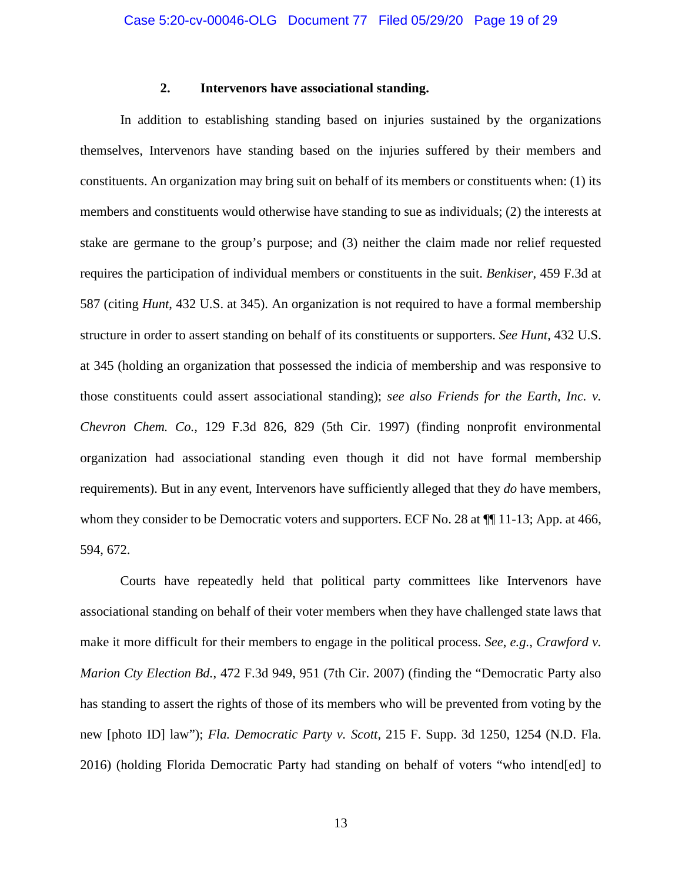### 2. Intervenors have associational standing.

In addition to establishing standing based on injuries sustained by the organizations themselves, Intervenors have standing based on the injuries suffered by their members and constituents. An organization may bring suit on behalf of its members or constituents when: (1) its members and constituents would otherwise have standing to sue as individuals; (2) the interests at stake are germane to the group's purpose; and (3) neither the claim made nor relief requested requires the participation of individual members or constituents in the suit. *Benkiser*, 459 F.3d at 587 (citing *Hunt*, 432 U.S. at 345). An organization is not required to have a formal membership structure in order to assert standing on behalf of its constituents or supporters. *See Hunt*, 432 U.S. at 345 (holding an organization that possessed the indicia of membership and was responsive to those constituents could assert associational standing); *see also Friends for the Earth, Inc. v. Chevron Chem. Co.*, 129 F.3d 826, 829 (5th Cir. 1997) (finding nonprofit environmental organization had associational standing even though it did not have formal membership requirements). But in any event, Intervenors have sufficiently alleged that they *do* have members, whom they consider to be Democratic voters and supporters. ECF No. 28 at ¶¶ 11-13; App. at 466, 594, 672.

Courts have repeatedly held that political party committees like Intervenors have associational standing on behalf of their voter members when they have challenged state laws that make it more difficult for their members to engage in the political process. *See*, *e.g.*, *Crawford v. Marion Cty Election Bd.*, 472 F.3d 949, 951 (7th Cir. 2007) (finding the "Democratic Party also has standing to assert the rights of those of its members who will be prevented from voting by the new [photo ID] law"); *Fla. Democratic Party v. Scott*, 215 F. Supp. 3d 1250, 1254 (N.D. Fla. 2016) (holding Florida Democratic Party had standing on behalf of voters "who intend[ed] to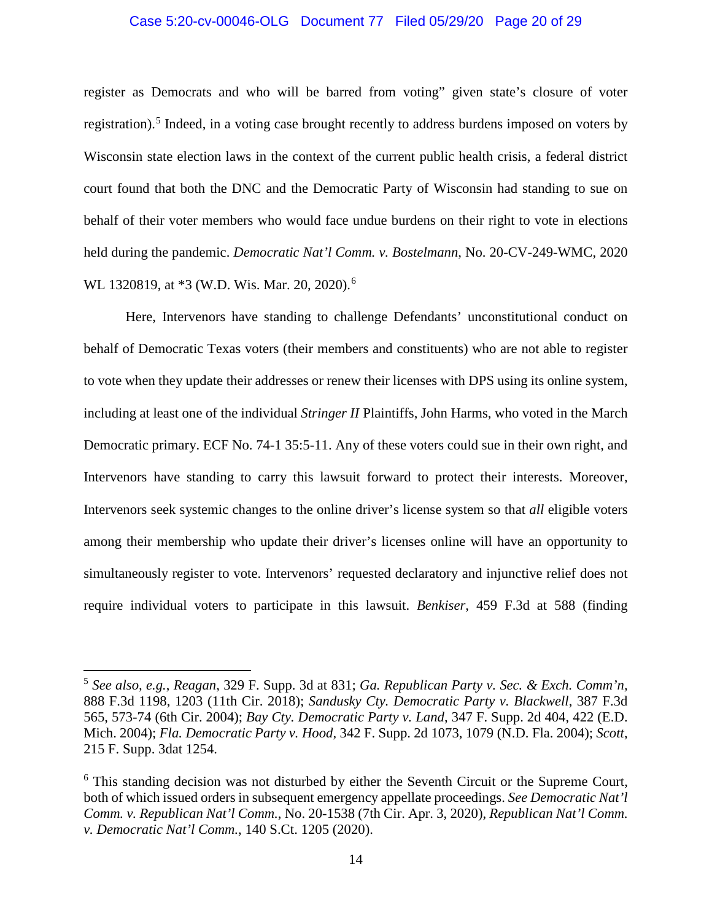register as Democrats and who will be barred from voting" given state's closure of voter registration).[5] Indeed, in a voting case brought recently to address burdens imposed on voters by Wisconsin state election laws in the context of the current public health crisis, a federal district court found that both the DNC and the Democratic Party of Wisconsin had standing to sue on behalf of their voter members who would face undue burdens on their right to vote in elections held during the pandemic. *Democratic Nat'l Comm. v. Bostelmann*, No. 20-CV-249-WMC, 2020 WL 1320819, at *3 (W.D. Wis. Mar. 20, 2020).[6]

Here, Intervenors have standing to challenge Defendants' unconstitutional conduct on behalf of Democratic Texas voters (their members and constituents) who are not able to register to vote when they update their addresses or renew their licenses with DPS using its online system, including at least one of the individual *Stringer II* Plaintiffs, John Harms, who voted in the March Democratic primary. ECF No. 74-1 35:5-11. Any of these voters could sue in their own right, and Intervenors have standing to carry this lawsuit forward to protect their interests. Moreover, Intervenors seek systemic changes to the online driver's license system so that *all* eligible voters among their membership who update their driver's licenses online will have an opportunity to simultaneously register to vote. Intervenors' requested declaratory and injunctive relief does not require individual voters to participate in this lawsuit. *Benkiser*, 459 F.3d at 588 (finding

---

[5] *See also, e.g.*, *Reagan*, 329 F. Supp. 3d at 831; *Ga. Republican Party v. Sec. & Exch. Comm'n*, 888 F.3d 1198, 1203 (11th Cir. 2018); *Sandusky Cty. Democratic Party v. Blackwell*, 387 F.3d 565, 573-74 (6th Cir. 2004); *Bay Cty. Democratic Party v. Land*, 347 F. Supp. 2d 404, 422 (E.D. Mich. 2004); *Fla. Democratic Party v. Hood*, 342 F. Supp. 2d 1073, 1079 (N.D. Fla. 2004); *Scott*, 215 F. Supp. 3dat 1254.

[6] This standing decision was not disturbed by either the Seventh Circuit or the Supreme Court, both of which issued orders in subsequent emergency appellate proceedings. *See Democratic Nat'l Comm. v. Republican Nat'l Comm.*, No. 20-1538 (7th Cir. Apr. 3, 2020), *Republican Nat'l Comm. v. Democratic Nat'l Comm.*, 140 S.Ct. 1205 (2020).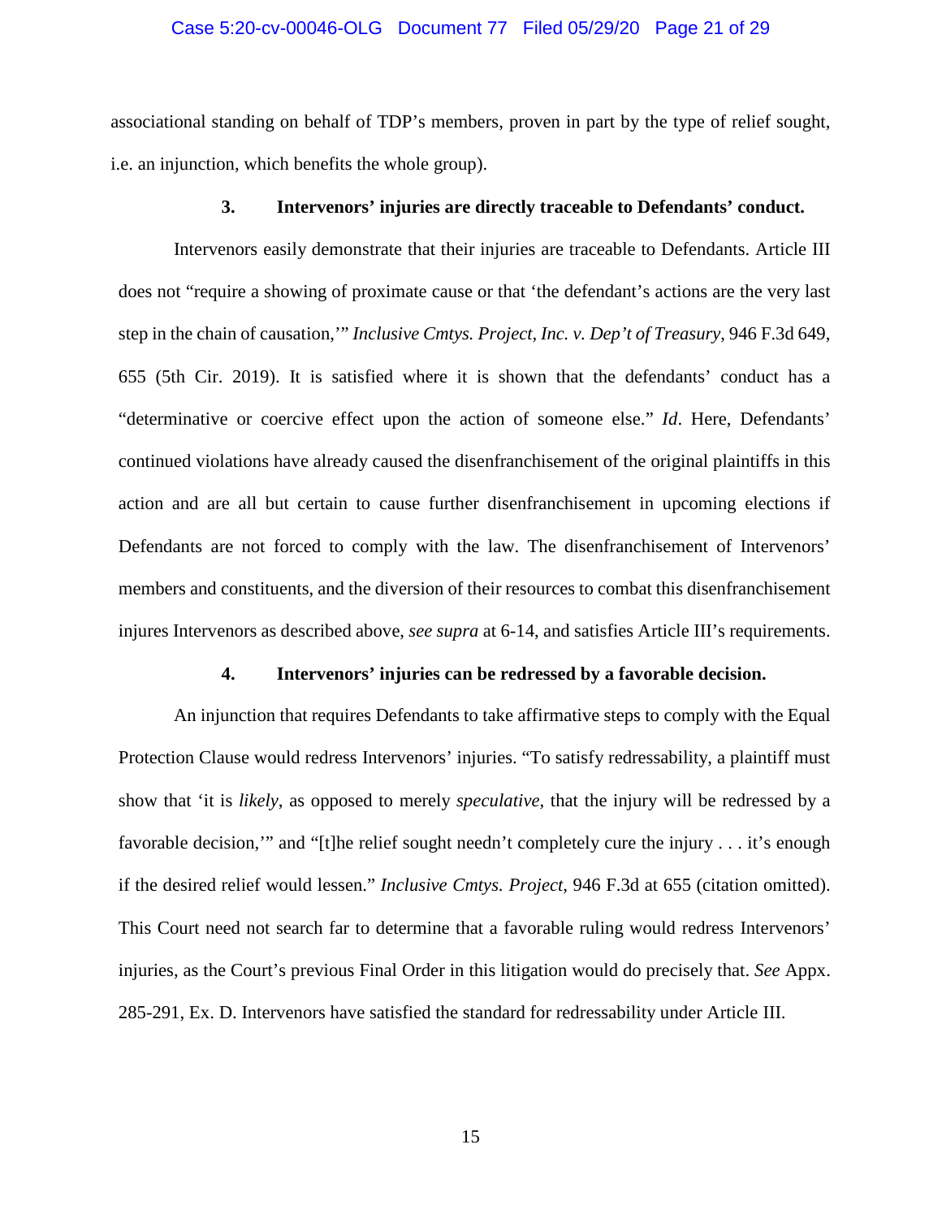associational standing on behalf of TDP's members, proven in part by the type of relief sought, i.e. an injunction, which benefits the whole group).

### 3. Intervenors' injuries are directly traceable to Defendants' conduct.

Intervenors easily demonstrate that their injuries are traceable to Defendants. Article III does not "require a showing of proximate cause or that 'the defendant's actions are the very last step in the chain of causation,'" *Inclusive Cmtys. Project, Inc. v. Dep't of Treasury*, 946 F.3d 649, 655 (5th Cir. 2019). It is satisfied where it is shown that the defendants' conduct has a "determinative or coercive effect upon the action of someone else." *Id*. Here, Defendants' continued violations have already caused the disenfranchisement of the original plaintiffs in this action and are all but certain to cause further disenfranchisement in upcoming elections if Defendants are not forced to comply with the law. The disenfranchisement of Intervenors' members and constituents, and the diversion of their resources to combat this disenfranchisement injures Intervenors as described above, *see supra* at 6-14, and satisfies Article III's requirements.

### 4. Intervenors' injuries can be redressed by a favorable decision.

An injunction that requires Defendants to take affirmative steps to comply with the Equal Protection Clause would redress Intervenors' injuries. "To satisfy redressability, a plaintiff must show that 'it is *likely*, as opposed to merely *speculative*, that the injury will be redressed by a favorable decision,'" and "[t]he relief sought needn't completely cure the injury . . . it's enough if the desired relief would lessen." *Inclusive Cmtys. Project*, 946 F.3d at 655 (citation omitted). This Court need not search far to determine that a favorable ruling would redress Intervenors' injuries, as the Court's previous Final Order in this litigation would do precisely that. *See* Appx. 285-291, Ex. D. Intervenors have satisfied the standard for redressability under Article III.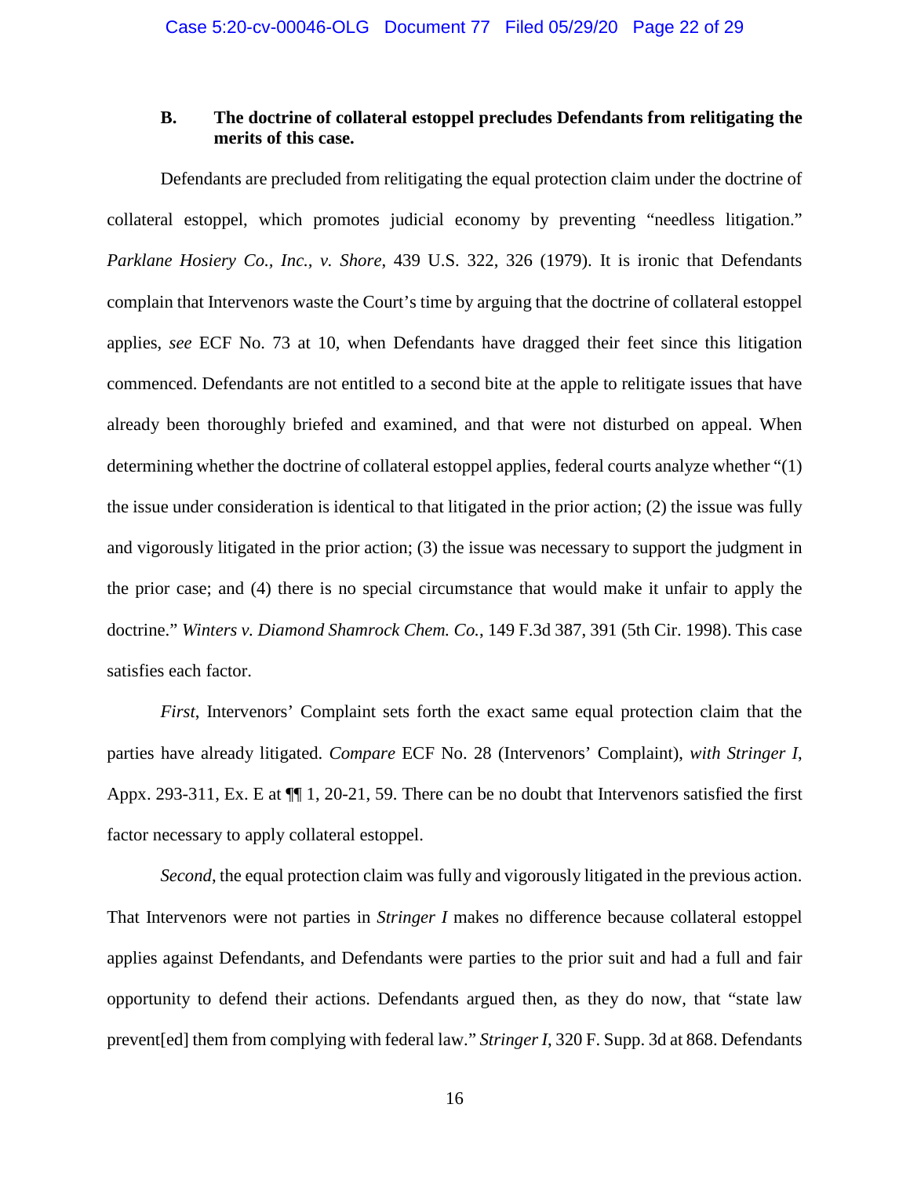### B. The doctrine of collateral estoppel precludes Defendants from relitigating the merits of this case.

Defendants are precluded from relitigating the equal protection claim under the doctrine of collateral estoppel, which promotes judicial economy by preventing "needless litigation." *Parklane Hosiery Co., Inc., v. Shore*, 439 U.S. 322, 326 (1979). It is ironic that Defendants complain that Intervenors waste the Court's time by arguing that the doctrine of collateral estoppel applies, *see* ECF No. 73 at 10, when Defendants have dragged their feet since this litigation commenced. Defendants are not entitled to a second bite at the apple to relitigate issues that have already been thoroughly briefed and examined, and that were not disturbed on appeal. When determining whether the doctrine of collateral estoppel applies, federal courts analyze whether "(1) the issue under consideration is identical to that litigated in the prior action; (2) the issue was fully and vigorously litigated in the prior action; (3) the issue was necessary to support the judgment in the prior case; and (4) there is no special circumstance that would make it unfair to apply the doctrine." *Winters v. Diamond Shamrock Chem. Co.*, 149 F.3d 387, 391 (5th Cir. 1998). This case satisfies each factor.

*First*, Intervenors' Complaint sets forth the exact same equal protection claim that the parties have already litigated. *Compare* ECF No. 28 (Intervenors' Complaint), *with Stringer I*, Appx. 293-311, Ex. E at ¶¶ 1, 20-21, 59. There can be no doubt that Intervenors satisfied the first factor necessary to apply collateral estoppel.

*Second*, the equal protection claim was fully and vigorously litigated in the previous action. That Intervenors were not parties in *Stringer I* makes no difference because collateral estoppel applies against Defendants, and Defendants were parties to the prior suit and had a full and fair opportunity to defend their actions. Defendants argued then, as they do now, that "state law prevent[ed] them from complying with federal law." *Stringer I*, 320 F. Supp. 3d at 868. Defendants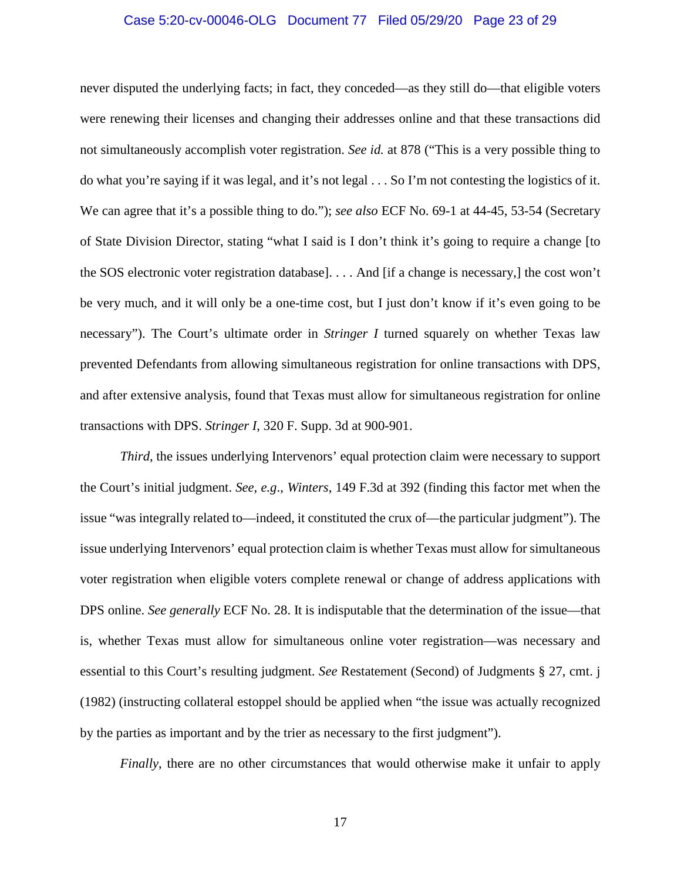never disputed the underlying facts; in fact, they conceded—as they still do—that eligible voters were renewing their licenses and changing their addresses online and that these transactions did not simultaneously accomplish voter registration. *See id.* at 878 ("This is a very possible thing to do what you're saying if it was legal, and it's not legal . . . So I'm not contesting the logistics of it. We can agree that it's a possible thing to do."); *see also* ECF No. 69-1 at 44-45, 53-54 (Secretary of State Division Director, stating "what I said is I don't think it's going to require a change [to the SOS electronic voter registration database]. . . . And [if a change is necessary,] the cost won't be very much, and it will only be a one-time cost, but I just don't know if it's even going to be necessary"). The Court's ultimate order in *Stringer I* turned squarely on whether Texas law prevented Defendants from allowing simultaneous registration for online transactions with DPS, and after extensive analysis, found that Texas must allow for simultaneous registration for online transactions with DPS. *Stringer I*, 320 F. Supp. 3d at 900-901.

*Third*, the issues underlying Intervenors' equal protection claim were necessary to support the Court's initial judgment. *See, e.g.*, *Winters*, 149 F.3d at 392 (finding this factor met when the issue "was integrally related to—indeed, it constituted the crux of—the particular judgment"). The issue underlying Intervenors' equal protection claim is whether Texas must allow for simultaneous voter registration when eligible voters complete renewal or change of address applications with DPS online. *See generally* ECF No. 28. It is indisputable that the determination of the issue—that is, whether Texas must allow for simultaneous online voter registration—was necessary and essential to this Court's resulting judgment. *See* Restatement (Second) of Judgments § 27, cmt. j (1982) (instructing collateral estoppel should be applied when "the issue was actually recognized by the parties as important and by the trier as necessary to the first judgment").

*Finally*, there are no other circumstances that would otherwise make it unfair to apply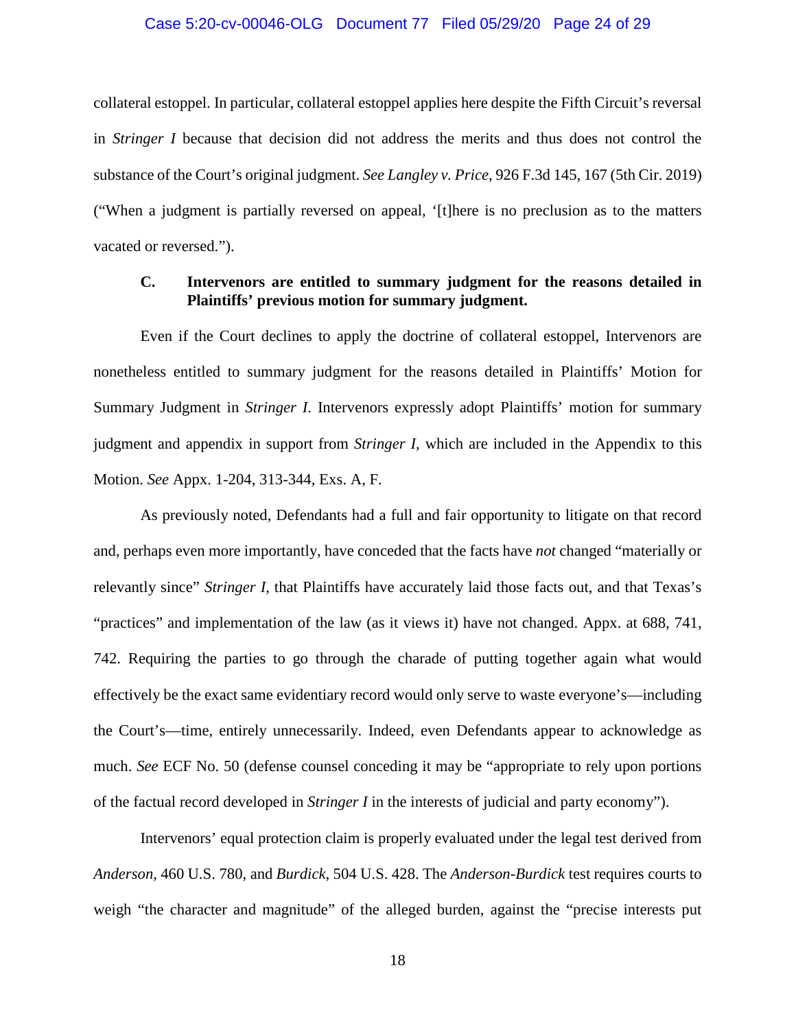collateral estoppel. In particular, collateral estoppel applies here despite the Fifth Circuit's reversal in *Stringer I* because that decision did not address the merits and thus does not control the substance of the Court's original judgment. *See Langley v. Price*, 926 F.3d 145, 167 (5th Cir. 2019) ("When a judgment is partially reversed on appeal, '[t]here is no preclusion as to the matters vacated or reversed.").

### C. Intervenors are entitled to summary judgment for the reasons detailed in Plaintiffs' previous motion for summary judgment.

Even if the Court declines to apply the doctrine of collateral estoppel, Intervenors are nonetheless entitled to summary judgment for the reasons detailed in Plaintiffs' Motion for Summary Judgment in *Stringer I*. Intervenors expressly adopt Plaintiffs' motion for summary judgment and appendix in support from *Stringer I*, which are included in the Appendix to this Motion. *See* Appx. 1-204, 313-344, Exs. A, F.

As previously noted, Defendants had a full and fair opportunity to litigate on that record and, perhaps even more importantly, have conceded that the facts have *not* changed "materially or relevantly since" *Stringer I*, that Plaintiffs have accurately laid those facts out, and that Texas's "practices" and implementation of the law (as it views it) have not changed. Appx. at 688, 741, 742. Requiring the parties to go through the charade of putting together again what would effectively be the exact same evidentiary record would only serve to waste everyone's—including the Court's—time, entirely unnecessarily. Indeed, even Defendants appear to acknowledge as much. *See* ECF No. 50 (defense counsel conceding it may be "appropriate to rely upon portions of the factual record developed in *Stringer I* in the interests of judicial and party economy").

Intervenors' equal protection claim is properly evaluated under the legal test derived from *Anderson*, 460 U.S. 780, and *Burdick*, 504 U.S. 428. The *Anderson-Burdick* test requires courts to weigh "the character and magnitude" of the alleged burden, against the "precise interests put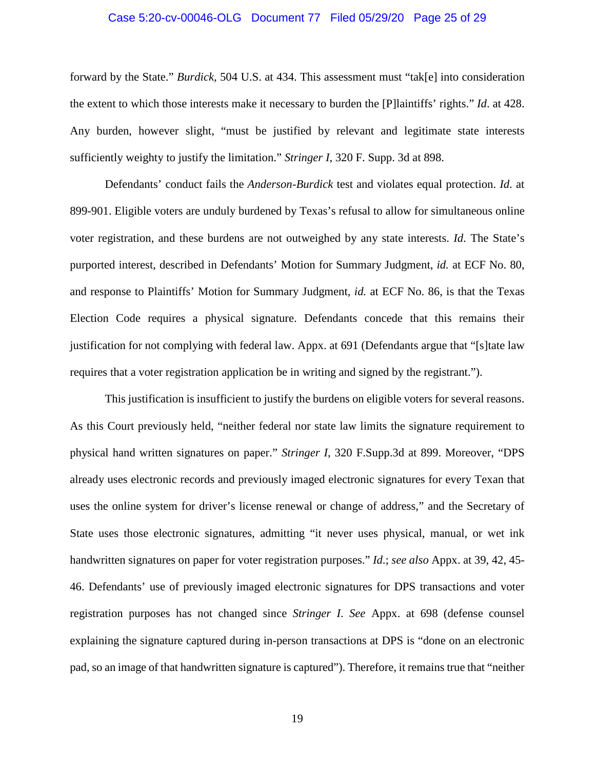forward by the State." *Burdick*, 504 U.S. at 434. This assessment must "tak[e] into consideration the extent to which those interests make it necessary to burden the [P]laintiffs' rights." *Id*. at 428. Any burden, however slight, "must be justified by relevant and legitimate state interests sufficiently weighty to justify the limitation." *Stringer I*, 320 F. Supp. 3d at 898.

Defendants' conduct fails the *Anderson-Burdick* test and violates equal protection. *Id*. at 899-901. Eligible voters are unduly burdened by Texas's refusal to allow for simultaneous online voter registration, and these burdens are not outweighed by any state interests. *Id*. The State's purported interest, described in Defendants' Motion for Summary Judgment, *id.* at ECF No. 80, and response to Plaintiffs' Motion for Summary Judgment, *id.* at ECF No. 86, is that the Texas Election Code requires a physical signature. Defendants concede that this remains their justification for not complying with federal law. Appx. at 691 (Defendants argue that "[s]tate law requires that a voter registration application be in writing and signed by the registrant.").

This justification is insufficient to justify the burdens on eligible voters for several reasons. As this Court previously held, "neither federal nor state law limits the signature requirement to physical hand written signatures on paper." *Stringer I*, 320 F.Supp.3d at 899. Moreover, "DPS already uses electronic records and previously imaged electronic signatures for every Texan that uses the online system for driver's license renewal or change of address," and the Secretary of State uses those electronic signatures, admitting "it never uses physical, manual, or wet ink handwritten signatures on paper for voter registration purposes." *Id*.; *see also* Appx. at 39, 42, 45-46. Defendants' use of previously imaged electronic signatures for DPS transactions and voter registration purposes has not changed since *Stringer I*. *See* Appx. at 698 (defense counsel explaining the signature captured during in-person transactions at DPS is "done on an electronic pad, so an image of that handwritten signature is captured"). Therefore, it remains true that "neither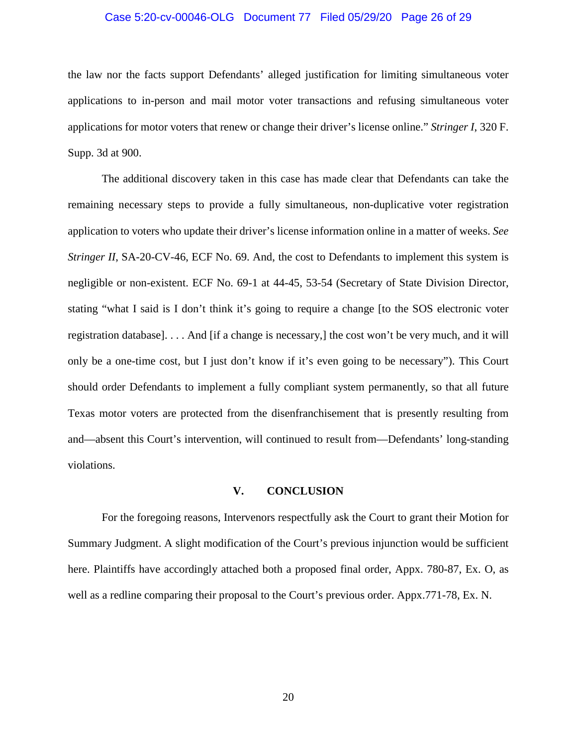the law nor the facts support Defendants' alleged justification for limiting simultaneous voter applications to in-person and mail motor voter transactions and refusing simultaneous voter applications for motor voters that renew or change their driver's license online." *Stringer I*, 320 F. Supp. 3d at 900.

The additional discovery taken in this case has made clear that Defendants can take the remaining necessary steps to provide a fully simultaneous, non-duplicative voter registration application to voters who update their driver's license information online in a matter of weeks. *See Stringer II*, SA-20-CV-46, ECF No. 69. And, the cost to Defendants to implement this system is negligible or non-existent. ECF No. 69-1 at 44-45, 53-54 (Secretary of State Division Director, stating "what I said is I don't think it's going to require a change [to the SOS electronic voter registration database]. . . . And [if a change is necessary,] the cost won't be very much, and it will only be a one-time cost, but I just don't know if it's even going to be necessary"). This Court should order Defendants to implement a fully compliant system permanently, so that all future Texas motor voters are protected from the disenfranchisement that is presently resulting from and—absent this Court's intervention, will continued to result from—Defendants' long-standing violations.

## V. CONCLUSION

For the foregoing reasons, Intervenors respectfully ask the Court to grant their Motion for Summary Judgment. A slight modification of the Court's previous injunction would be sufficient here. Plaintiffs have accordingly attached both a proposed final order, Appx. 780-87, Ex. O, as well as a redline comparing their proposal to the Court's previous order. Appx.771-78, Ex. N.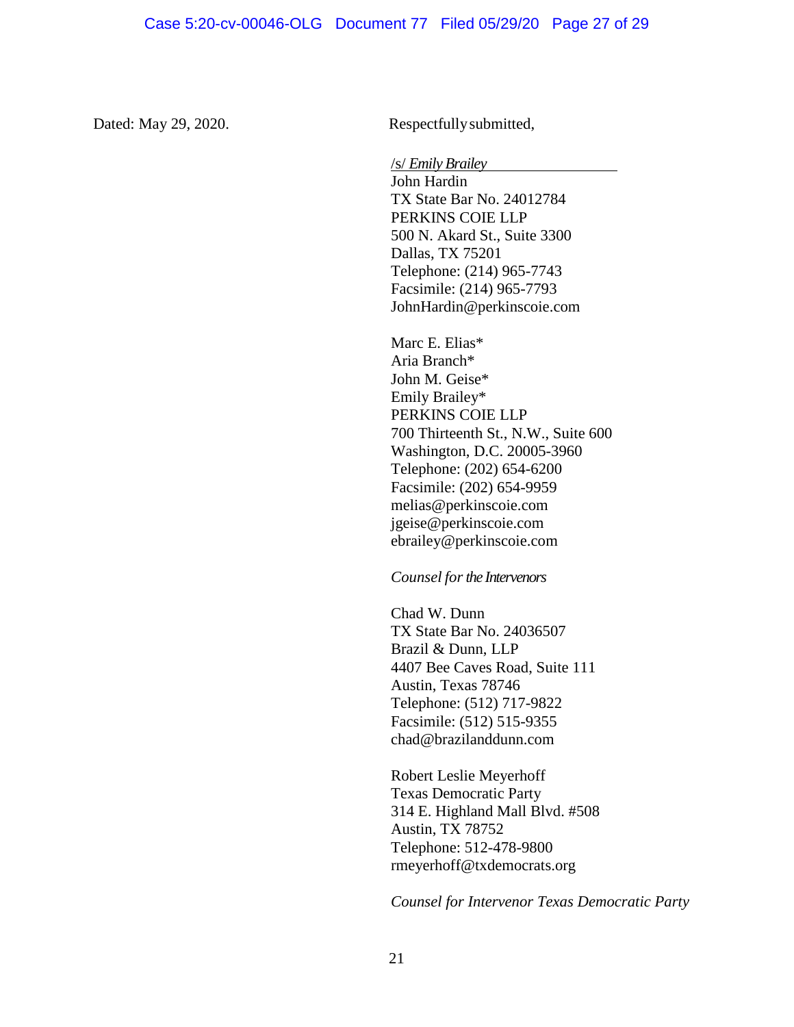Dated: May 29, 2020.

Respectfully submitted,

/s/ *Emily Brailey*
John Hardin
TX State Bar No. 24012784
PERKINS COIE LLP
500 N. Akard St., Suite 3300
Dallas, TX 75201
Telephone: (214) 965-7743
Facsimile: (214) 965-7793
JohnHardin@perkinscoie.com

Marc E. Elias*
Aria Branch*
John M. Geise*
Emily Brailey*
PERKINS COIE LLP
700 Thirteenth St., N.W., Suite 600
Washington, D.C. 20005-3960
Telephone: (202) 654-6200
Facsimile: (202) 654-9959
melias@perkinscoie.com
jgeise@perkinscoie.com
ebrailey@perkinscoie.com

*Counsel for the Intervenors*

Chad W. Dunn
TX State Bar No. 24036507
Brazil & Dunn, LLP
4407 Bee Caves Road, Suite 111
Austin, Texas 78746
Telephone: (512) 717-9822
Facsimile: (512) 515-9355
chad@brazilanddunn.com

Robert Leslie Meyerhoff
Texas Democratic Party
314 E. Highland Mall Blvd. #508
Austin, TX 78752
Telephone: 512-478-9800
rmeyerhoff@txdemocrats.org

*Counsel for Intervenor Texas Democratic Party*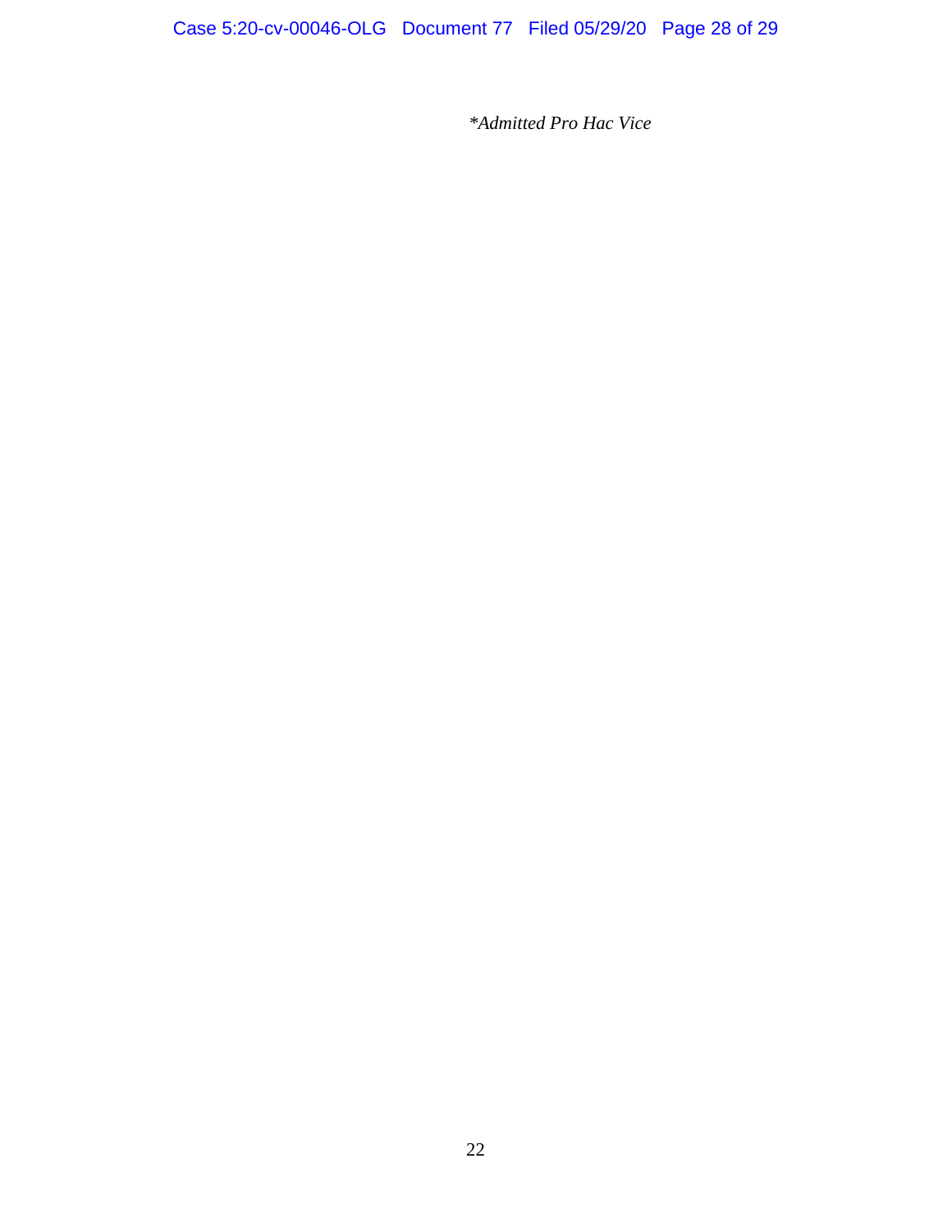*Admitted Pro Hac Vice*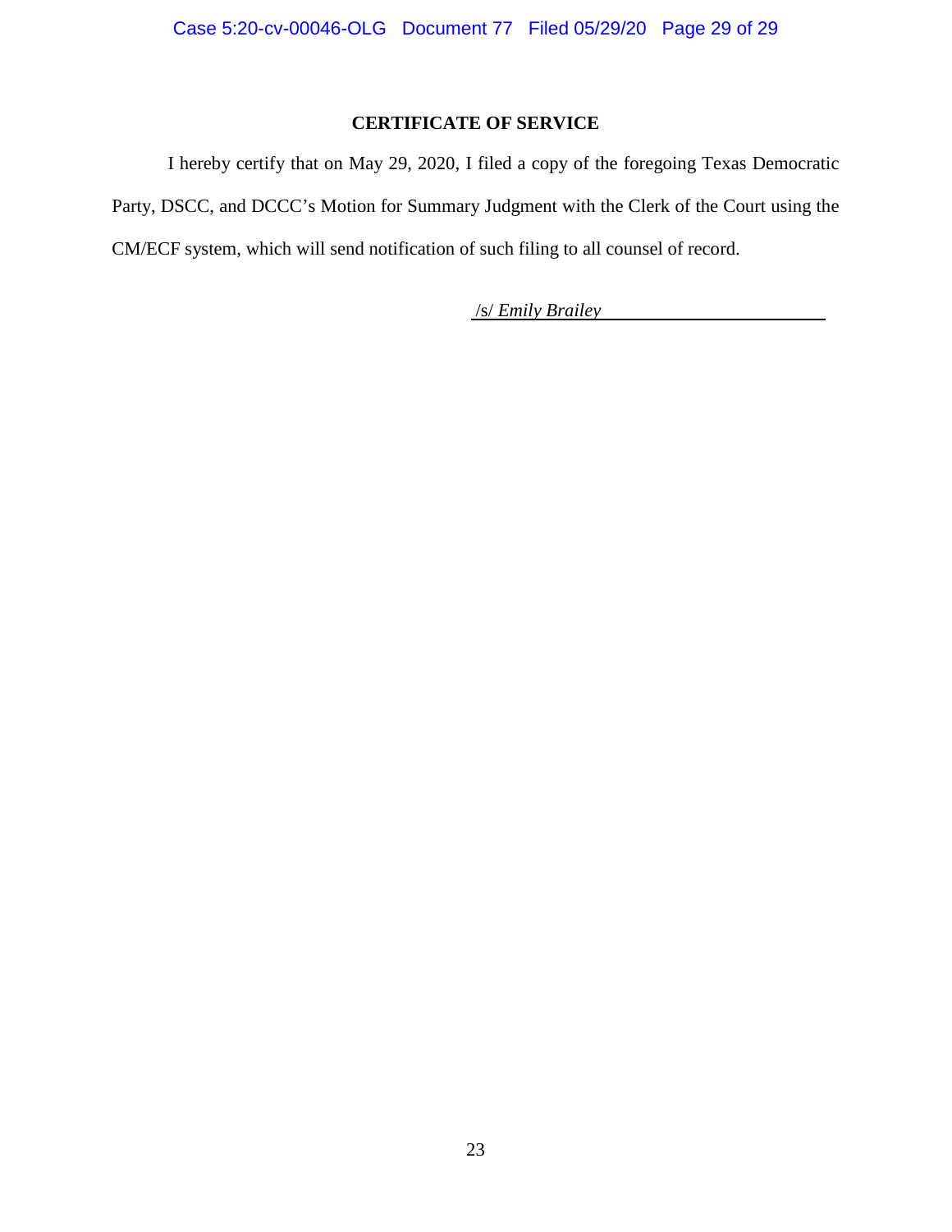## CERTIFICATE OF SERVICE

I hereby certify that on May 29, 2020, I filed a copy of the foregoing Texas Democratic Party, DSCC, and DCCC's Motion for Summary Judgment with the Clerk of the Court using the CM/ECF system, which will send notification of such filing to all counsel of record.

/s/ *Emily Brailey*